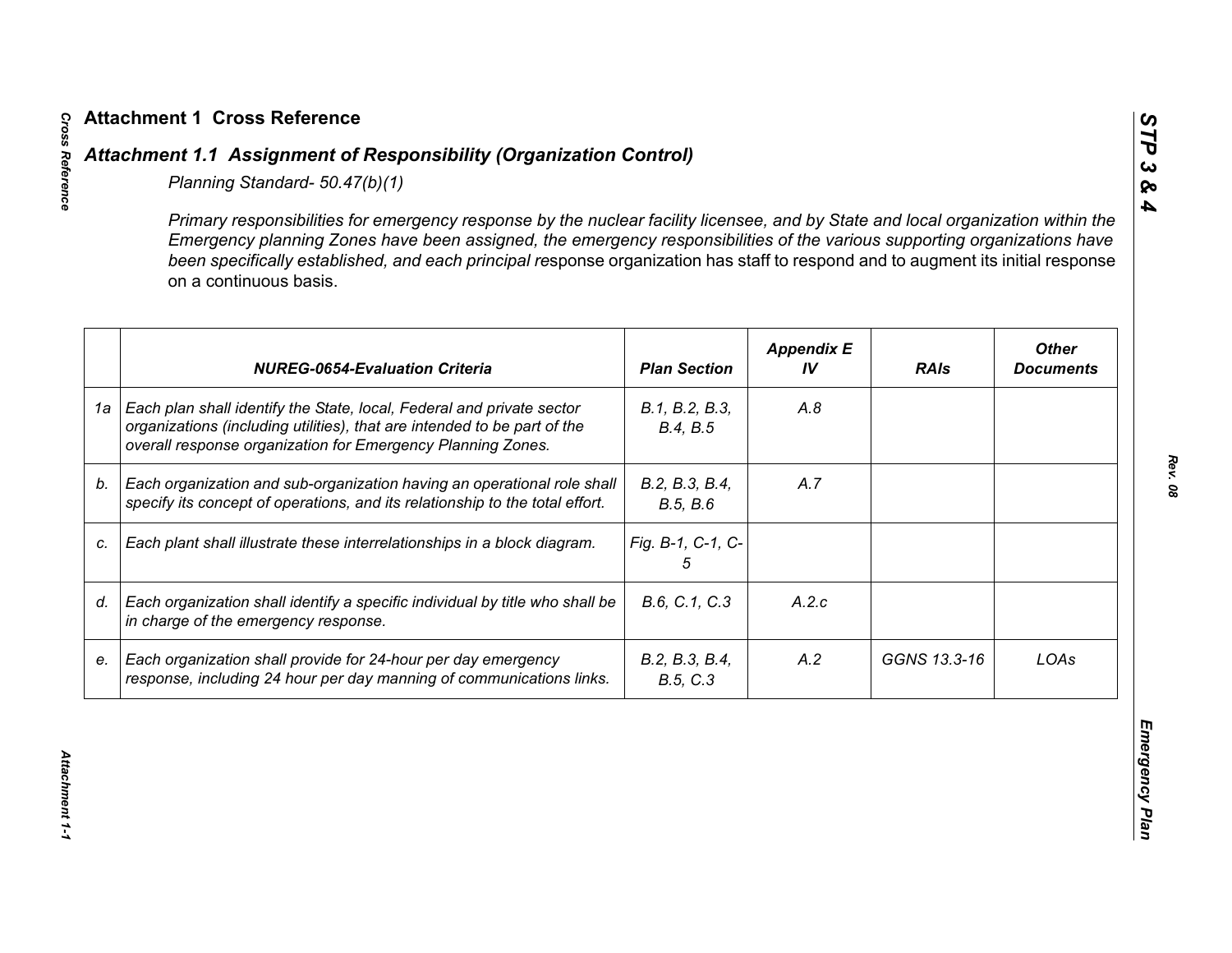# Attachment 1 Cross Reference

## *Attachment 1.1 Assignment of Responsibility (Organization Control)*

*Planning Standard- 50.47(b)(1)*

*Primary responsibilities for emergency response by the nuclear facility licensee, and by State and local organization within the Emergency planning Zones have been assigned, the emergency responsibilities of the various supporting organizations have been specifically established, and each principal re*sponse organization has staff to respond and to augment its initial response on a continuous basis.

| | NUREG-0654-Evaluation Criteria | Plan Section | Appendix E IV | RAIs | Other Documents |
|---|---|---|---|---|---|
| 1a | *Each plan shall identify the State, local, Federal and private sector organizations (including utilities), that are intended to be part of the overall response organization for Emergency Planning Zones.* | *B.1, B.2, B.3, B.4, B.5* | *A.8* | | |
| b. | *Each organization and sub-organization having an operational role shall specify its concept of operations, and its relationship to the total effort.* | *B.2, B.3, B.4, B.5, B.6* | *A.7* | | |
| c. | *Each plant shall illustrate these interrelationships in a block diagram.* | *Fig. B-1, C-1, C-5* | | | |
| d. | *Each organization shall identify a specific individual by title who shall be in charge of the emergency response.* | *B.6, C.1, C.3* | *A.2.c* | | |
| e. | *Each organization shall provide for 24-hour per day emergency response, including 24 hour per day manning of communications links.* | *B.2, B.3, B.4, B.5, C.3* | *A.2* | *GGNS 13.3-16* | *LOAs* |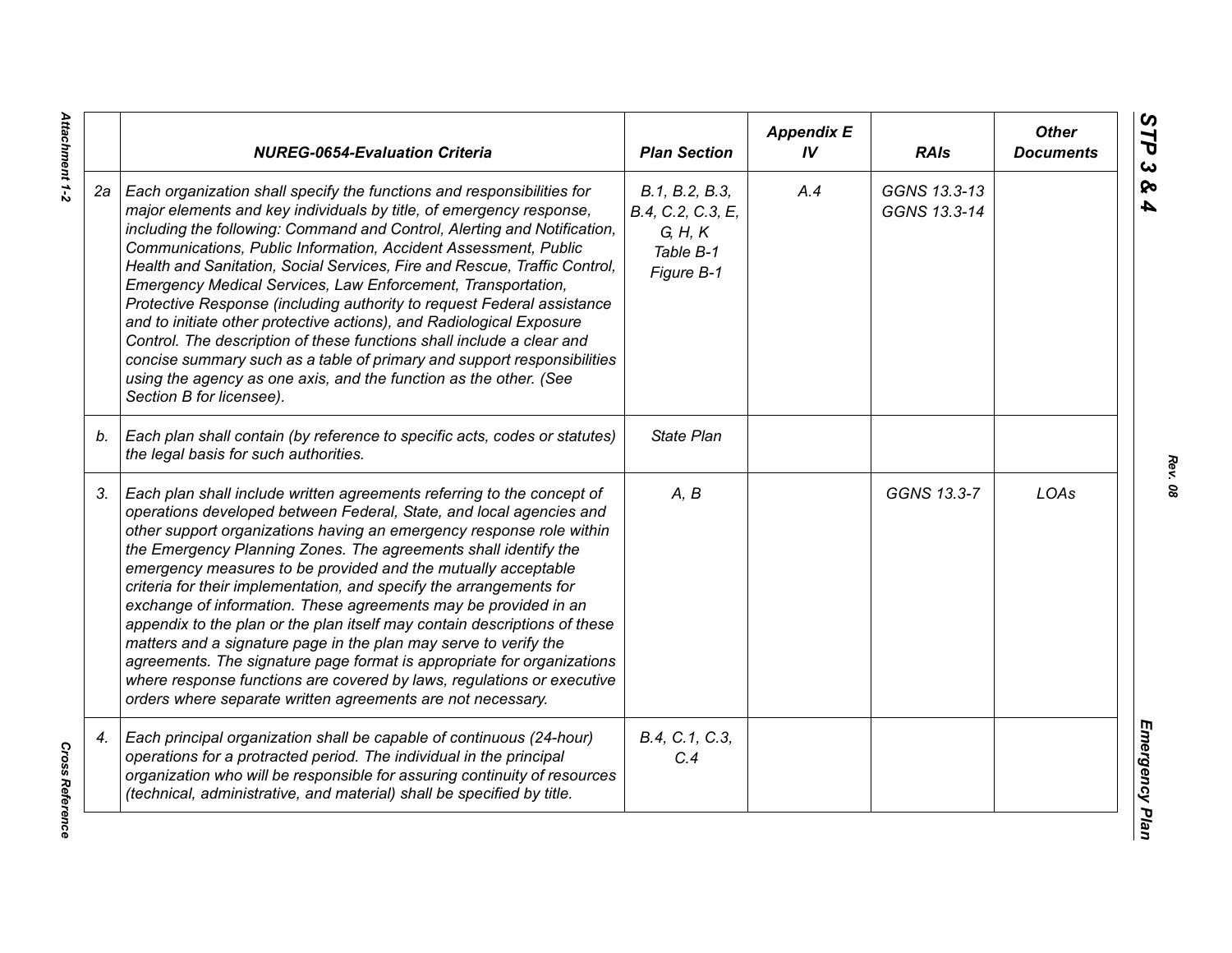| | NUREG-0654-Evaluation Criteria | Plan Section | Appendix E IV | RAIs | Other Documents |
|---|---|---|---|---|---|
| 2a | *Each organization shall specify the functions and responsibilities for major elements and key individuals by title, of emergency response, including the following: Command and Control, Alerting and Notification, Communications, Public Information, Accident Assessment, Public Health and Sanitation, Social Services, Fire and Rescue, Traffic Control, Emergency Medical Services, Law Enforcement, Transportation, Protective Response (including authority to request Federal assistance and to initiate other protective actions), and Radiological Exposure Control. The description of these functions shall include a clear and concise summary such as a table of primary and support responsibilities using the agency as one axis, and the function as the other. (See Section B for licensee).* | *B.1, B.2, B.3, B.4, C.2, C.3, E, G, H, K Table B-1 Figure B-1* | *A.4* | *GGNS 13.3-13 GGNS 13.3-14* | |
| b. | *Each plan shall contain (by reference to specific acts, codes or statutes) the legal basis for such authorities.* | *State Plan* | | | |
| 3. | *Each plan shall include written agreements referring to the concept of operations developed between Federal, State, and local agencies and other support organizations having an emergency response role within the Emergency Planning Zones. The agreements shall identify the emergency measures to be provided and the mutually acceptable criteria for their implementation, and specify the arrangements for exchange of information. These agreements may be provided in an appendix to the plan or the plan itself may contain descriptions of these matters and a signature page in the plan may serve to verify the agreements. The signature page format is appropriate for organizations where response functions are covered by laws, regulations or executive orders where separate written agreements are not necessary.* | *A, B* | | *GGNS 13.3-7* | *LOAs* |
| 4. | *Each principal organization shall be capable of continuous (24-hour) operations for a protracted period. The individual in the principal organization who will be responsible for assuring continuity of resources (technical, administrative, and material) shall be specified by title.* | *B.4, C.1, C.3, C.4* | | | |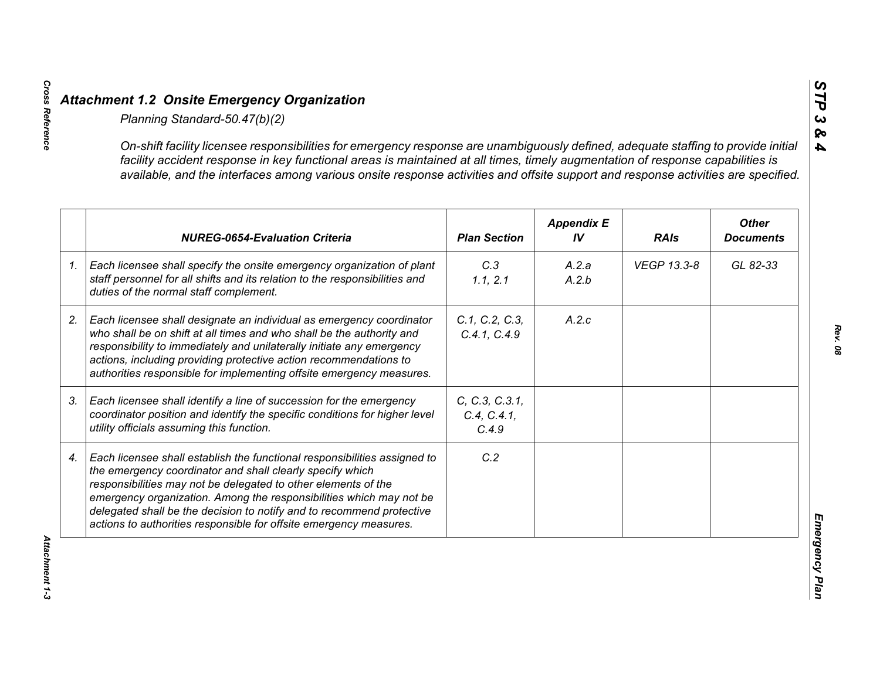## *Attachment 1.2 Onsite Emergency Organization*

*Planning Standard-50.47(b)(2)*

*On-shift facility licensee responsibilities for emergency response are unambiguously defined, adequate staffing to provide initial facility accident response in key functional areas is maintained at all times, timely augmentation of response capabilities is available, and the interfaces among various onsite response activities and offsite support and response activities are specified.*

| | NUREG-0654-Evaluation Criteria | Plan Section | Appendix E IV | RAIs | Other Documents |
|---|---|---|---|---|---|
| 1. | Each licensee shall specify the onsite emergency organization of plant staff personnel for all shifts and its relation to the responsibilities and duties of the normal staff complement. | C.3<br>1.1, 2.1 | A.2.a<br>A.2.b | VEGP 13.3-8 | GL 82-33 |
| 2. | Each licensee shall designate an individual as emergency coordinator who shall be on shift at all times and who shall be the authority and responsibility to immediately and unilaterally initiate any emergency actions, including providing protective action recommendations to authorities responsible for implementing offsite emergency measures. | C.1, C.2, C.3, C.4.1, C.4.9 | A.2.c | | |
| 3. | Each licensee shall identify a line of succession for the emergency coordinator position and identify the specific conditions for higher level utility officials assuming this function. | C, C.3, C.3.1, C.4, C.4.1, C.4.9 | | | |
| 4. | Each licensee shall establish the functional responsibilities assigned to the emergency coordinator and shall clearly specify which responsibilities may not be delegated to other elements of the emergency organization. Among the responsibilities which may not be delegated shall be the decision to notify and to recommend protective actions to authorities responsible for offsite emergency measures. | C.2 | | | |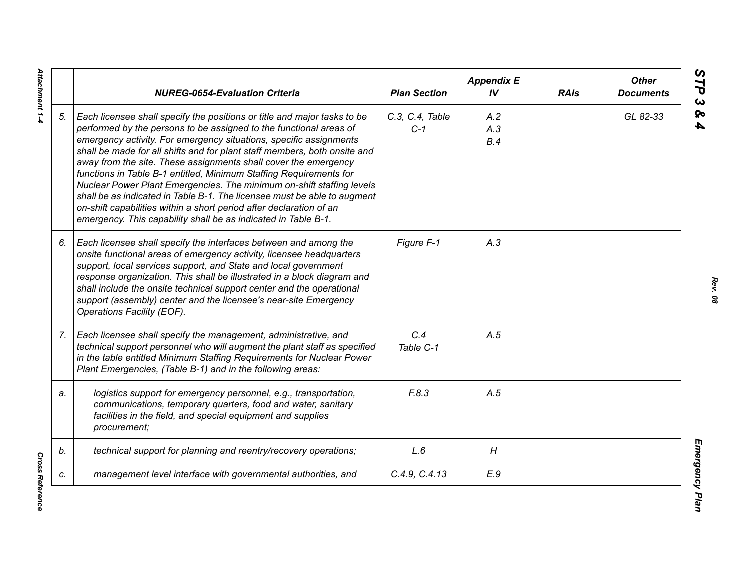| | NUREG-0654-Evaluation Criteria | Plan Section | Appendix E IV | RAIs | Other Documents |
|---|---|---|---|---|---|
| 5. | *Each licensee shall specify the positions or title and major tasks to be performed by the persons to be assigned to the functional areas of emergency activity. For emergency situations, specific assignments shall be made for all shifts and for plant staff members, both onsite and away from the site. These assignments shall cover the emergency functions in Table B-1 entitled, Minimum Staffing Requirements for Nuclear Power Plant Emergencies. The minimum on-shift staffing levels shall be as indicated in Table B-1. The licensee must be able to augment on-shift capabilities within a short period after declaration of an emergency. This capability shall be as indicated in Table B-1.* | C.3, C.4, Table C-1 | A.2<br>A.3<br>B.4 | | GL 82-33 |
| 6. | *Each licensee shall specify the interfaces between and among the onsite functional areas of emergency activity, licensee headquarters support, local services support, and State and local government response organization. This shall be illustrated in a block diagram and shall include the onsite technical support center and the operational support (assembly) center and the licensee's near-site Emergency Operations Facility (EOF).* | Figure F-1 | A.3 | | |
| 7. | *Each licensee shall specify the management, administrative, and technical support personnel who will augment the plant staff as specified in the table entitled Minimum Staffing Requirements for Nuclear Power Plant Emergencies, (Table B-1) and in the following areas:* | C.4<br>Table C-1 | A.5 | | |
| a. | *logistics support for emergency personnel, e.g., transportation, communications, temporary quarters, food and water, sanitary facilities in the field, and special equipment and supplies procurement;* | F.8.3 | A.5 | | |
| b. | *technical support for planning and reentry/recovery operations;* | L.6 | H | | |
| c. | *management level interface with governmental authorities, and* | C.4.9, C.4.13 | E.9 | | |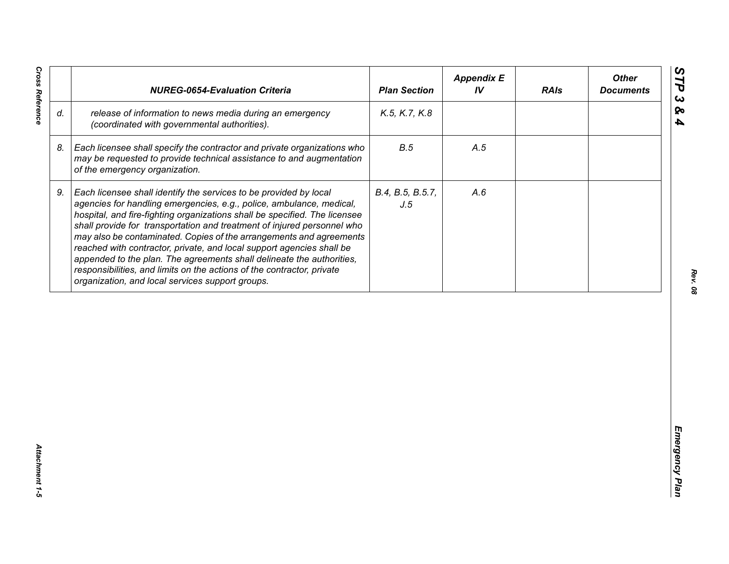|  | NUREG-0654-Evaluation Criteria | Plan Section | Appendix E IV | RAIs | Other Documents |
|---|---|---|---|---|---|
| d. | release of information to news media during an emergency (coordinated with governmental authorities). | K.5, K.7, K.8 |  |  |  |
| 8. | Each licensee shall specify the contractor and private organizations who may be requested to provide technical assistance to and augmentation of the emergency organization. | B.5 | A.5 |  |  |
| 9. | Each licensee shall identify the services to be provided by local agencies for handling emergencies, e.g., police, ambulance, medical, hospital, and fire-fighting organizations shall be specified. The licensee shall provide for transportation and treatment of injured personnel who may also be contaminated. Copies of the arrangements and agreements reached with contractor, private, and local support agencies shall be appended to the plan. The agreements shall delineate the authorities, responsibilities, and limits on the actions of the contractor, private organization, and local services support groups. | B.4, B.5, B.5.7, J.5 | A.6 |  |  |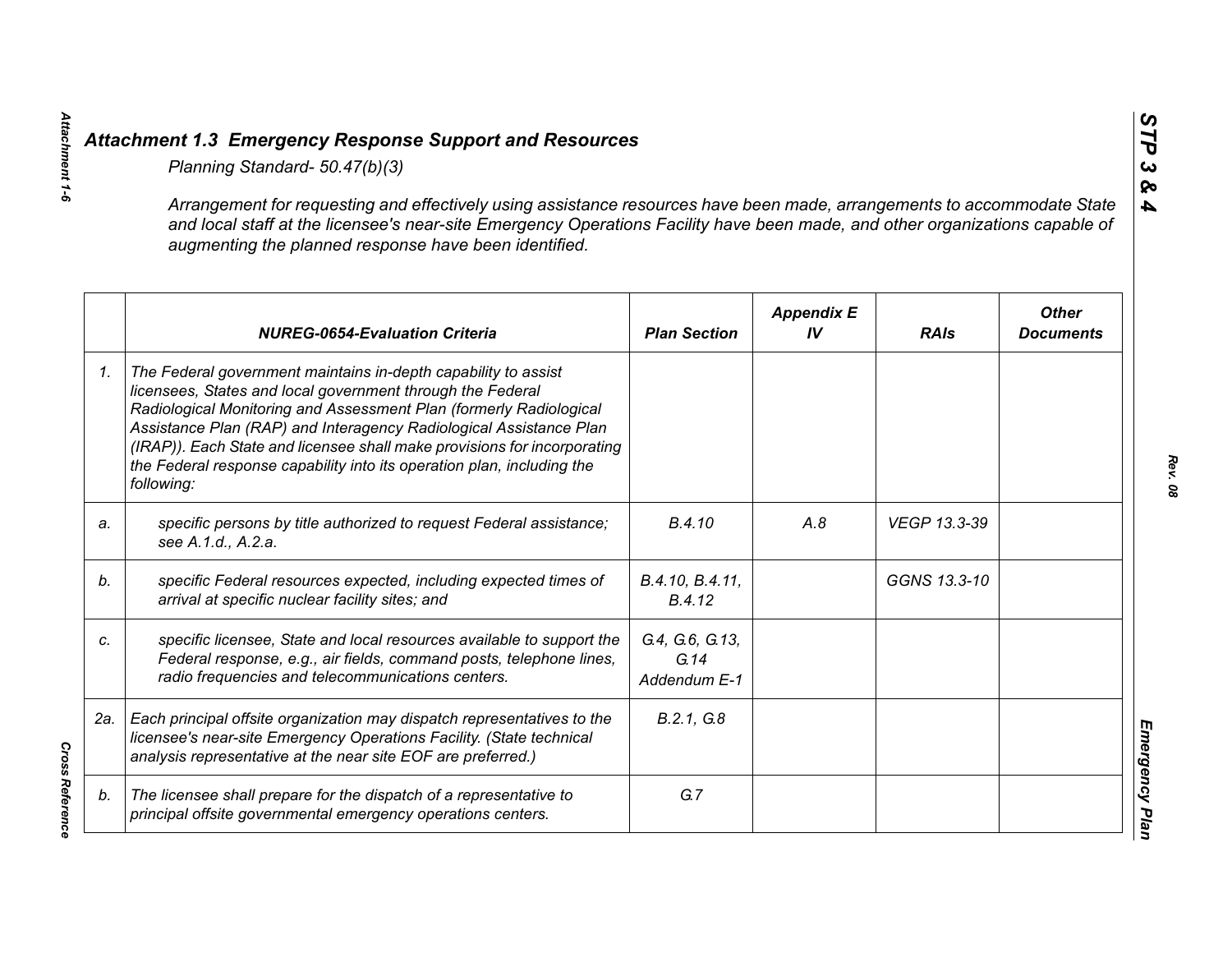## *Attachment 1.3 Emergency Response Support and Resources*

*Planning Standard- 50.47(b)(3)*

*Arrangement for requesting and effectively using assistance resources have been made, arrangements to accommodate State and local staff at the licensee's near-site Emergency Operations Facility have been made, and other organizations capable of augmenting the planned response have been identified.*

| | NUREG-0654-Evaluation Criteria | Plan Section | Appendix E IV | RAIs | Other Documents |
|---|---|---|---|---|---|
| *1.* | *The Federal government maintains in-depth capability to assist licensees, States and local government through the Federal Radiological Monitoring and Assessment Plan (formerly Radiological Assistance Plan (RAP) and Interagency Radiological Assistance Plan (IRAP)). Each State and licensee shall make provisions for incorporating the Federal response capability into its operation plan, including the following:* | | | | |
| *a.* | *specific persons by title authorized to request Federal assistance; see A.1.d., A.2.a.* | *B.4.10* | *A.8* | *VEGP 13.3-39* | |
| *b.* | *specific Federal resources expected, including expected times of arrival at specific nuclear facility sites; and* | *B.4.10, B.4.11, B.4.12* | | *GGNS 13.3-10* | |
| *c.* | *specific licensee, State and local resources available to support the Federal response, e.g., air fields, command posts, telephone lines, radio frequencies and telecommunications centers.* | *G.4, G.6, G.13, G.14 Addendum E-1* | | | |
| *2a.* | *Each principal offsite organization may dispatch representatives to the licensee's near-site Emergency Operations Facility. (State technical analysis representative at the near site EOF are preferred.)* | *B.2.1, G.8* | | | |
| *b.* | *The licensee shall prepare for the dispatch of a representative to principal offsite governmental emergency operations centers.* | *G.7* | | | |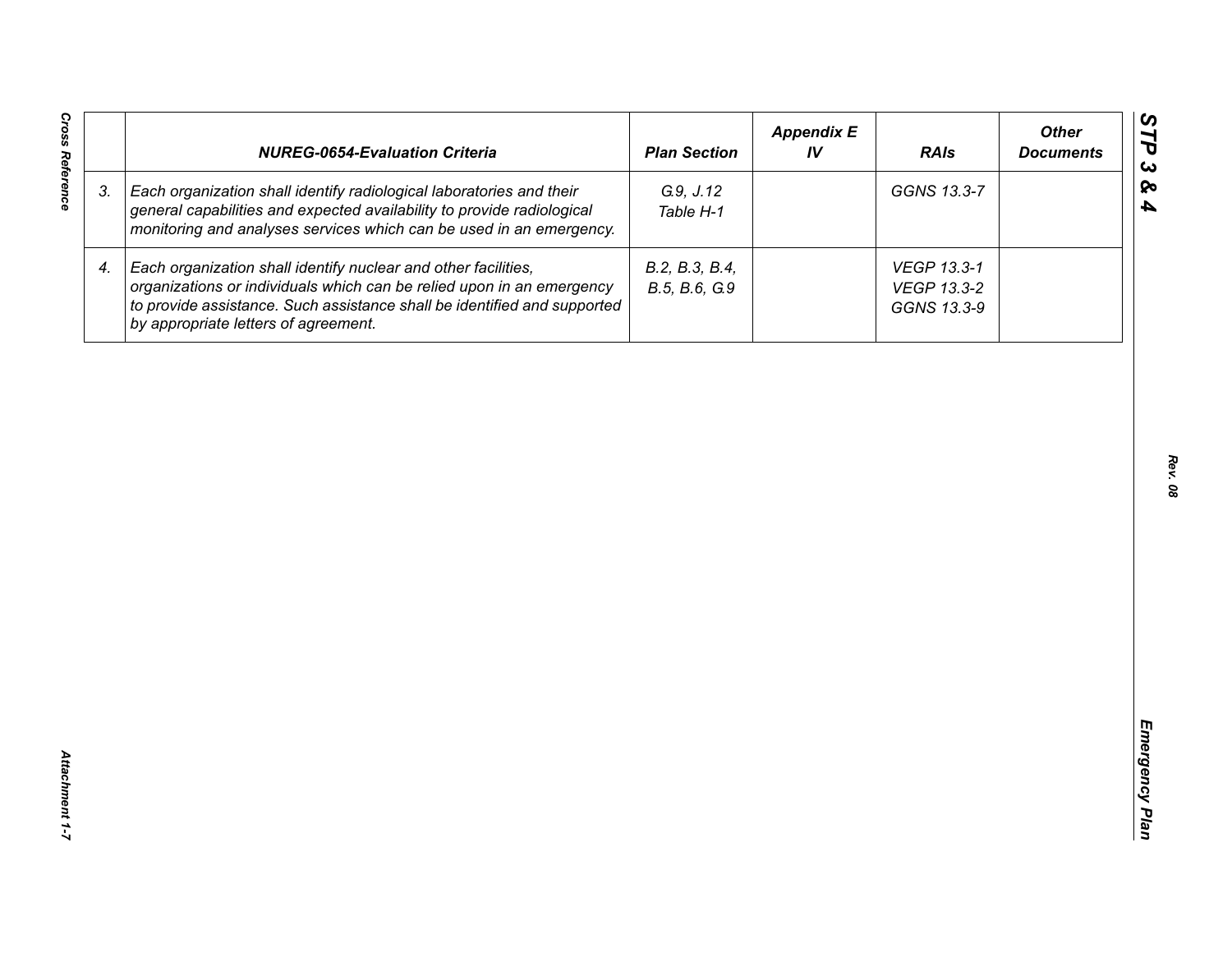|  | NUREG-0654-Evaluation Criteria | Plan Section | Appendix E IV | RAIs | Other Documents |
|---|---|---|---|---|---|
| 3. | *Each organization shall identify radiological laboratories and their general capabilities and expected availability to provide radiological monitoring and analyses services which can be used in an emergency.* | *G.9, J.12 Table H-1* |  | *GGNS 13.3-7* |  |
| 4. | *Each organization shall identify nuclear and other facilities, organizations or individuals which can be relied upon in an emergency to provide assistance. Such assistance shall be identified and supported by appropriate letters of agreement.* | *B.2, B.3, B.4, B.5, B.6, G.9* |  | *VEGP 13.3-1 VEGP 13.3-2 GGNS 13.3-9* |  |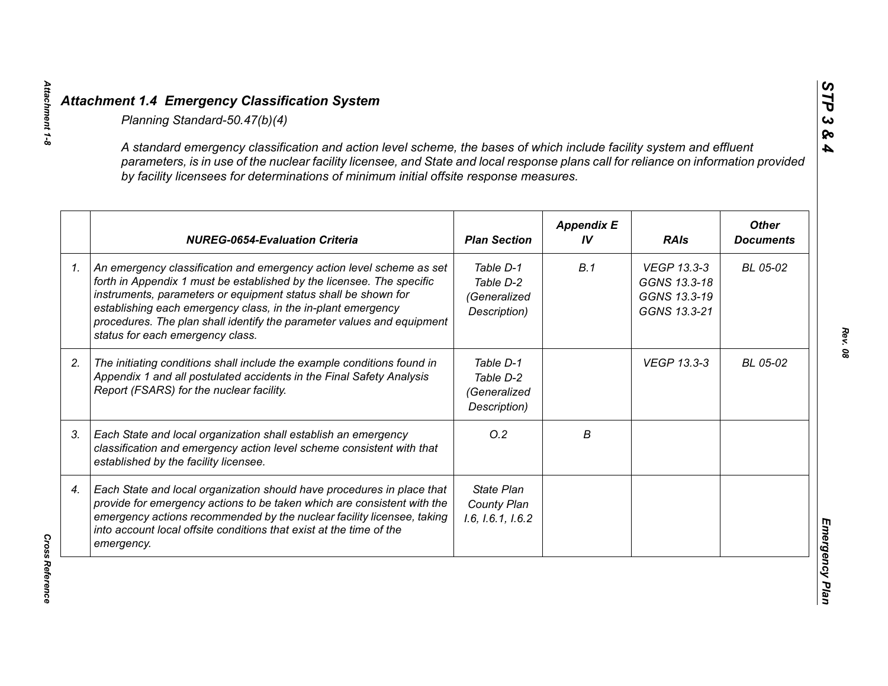## Attachment 1.4 Emergency Classification System

*Planning Standard-50.47(b)(4)*

*A standard emergency classification and action level scheme, the bases of which include facility system and effluent parameters, is in use of the nuclear facility licensee, and State and local response plans call for reliance on information provided by facility licensees for determinations of minimum initial offsite response measures.*

| | NUREG-0654-Evaluation Criteria | Plan Section | Appendix E IV | RAIs | Other Documents |
|---|---|---|---|---|---|
| 1. | An emergency classification and emergency action level scheme as set forth in Appendix 1 must be established by the licensee. The specific instruments, parameters or equipment status shall be shown for establishing each emergency class, in the in-plant emergency procedures. The plan shall identify the parameter values and equipment status for each emergency class. | Table D-1 Table D-2 (Generalized Description) | B.1 | VEGP 13.3-3 GGNS 13.3-18 GGNS 13.3-19 GGNS 13.3-21 | BL 05-02 |
| 2. | The initiating conditions shall include the example conditions found in Appendix 1 and all postulated accidents in the Final Safety Analysis Report (FSARS) for the nuclear facility. | Table D-1 Table D-2 (Generalized Description) | | VEGP 13.3-3 | BL 05-02 |
| 3. | Each State and local organization shall establish an emergency classification and emergency action level scheme consistent with that established by the facility licensee. | O.2 | B | | |
| 4. | Each State and local organization should have procedures in place that provide for emergency actions to be taken which are consistent with the emergency actions recommended by the nuclear facility licensee, taking into account local offsite conditions that exist at the time of the emergency. | State Plan County Plan I.6, I.6.1, I.6.2 | | | |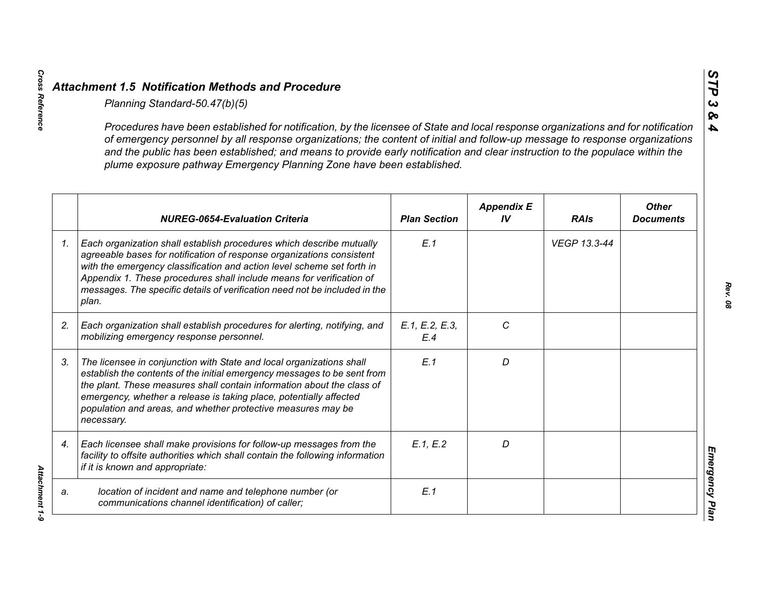## *Attachment 1.5 Notification Methods and Procedure*

*Planning Standard-50.47(b)(5)*

*Procedures have been established for notification, by the licensee of State and local response organizations and for notification of emergency personnel by all response organizations; the content of initial and follow-up message to response organizations and the public has been established; and means to provide early notification and clear instruction to the populace within the plume exposure pathway Emergency Planning Zone have been established.*

| | *NUREG-0654-Evaluation Criteria* | *Plan Section* | *Appendix E IV* | *RAIs* | *Other Documents* |
|---|---|---|---|---|---|
| *1.* | *Each organization shall establish procedures which describe mutually agreeable bases for notification of response organizations consistent with the emergency classification and action level scheme set forth in Appendix 1. These procedures shall include means for verification of messages. The specific details of verification need not be included in the plan.* | *E.1* | | *VEGP 13.3-44* | |
| *2.* | *Each organization shall establish procedures for alerting, notifying, and mobilizing emergency response personnel.* | *E.1, E.2, E.3, E.4* | *C* | | |
| *3.* | *The licensee in conjunction with State and local organizations shall establish the contents of the initial emergency messages to be sent from the plant. These measures shall contain information about the class of emergency, whether a release is taking place, potentially affected population and areas, and whether protective measures may be necessary.* | *E.1* | *D* | | |
| *4.* | *Each licensee shall make provisions for follow-up messages from the facility to offsite authorities which shall contain the following information if it is known and appropriate:* | *E.1, E.2* | *D* | | |
| *a.* | *location of incident and name and telephone number (or communications channel identification) of caller;* | *E.1* | | | |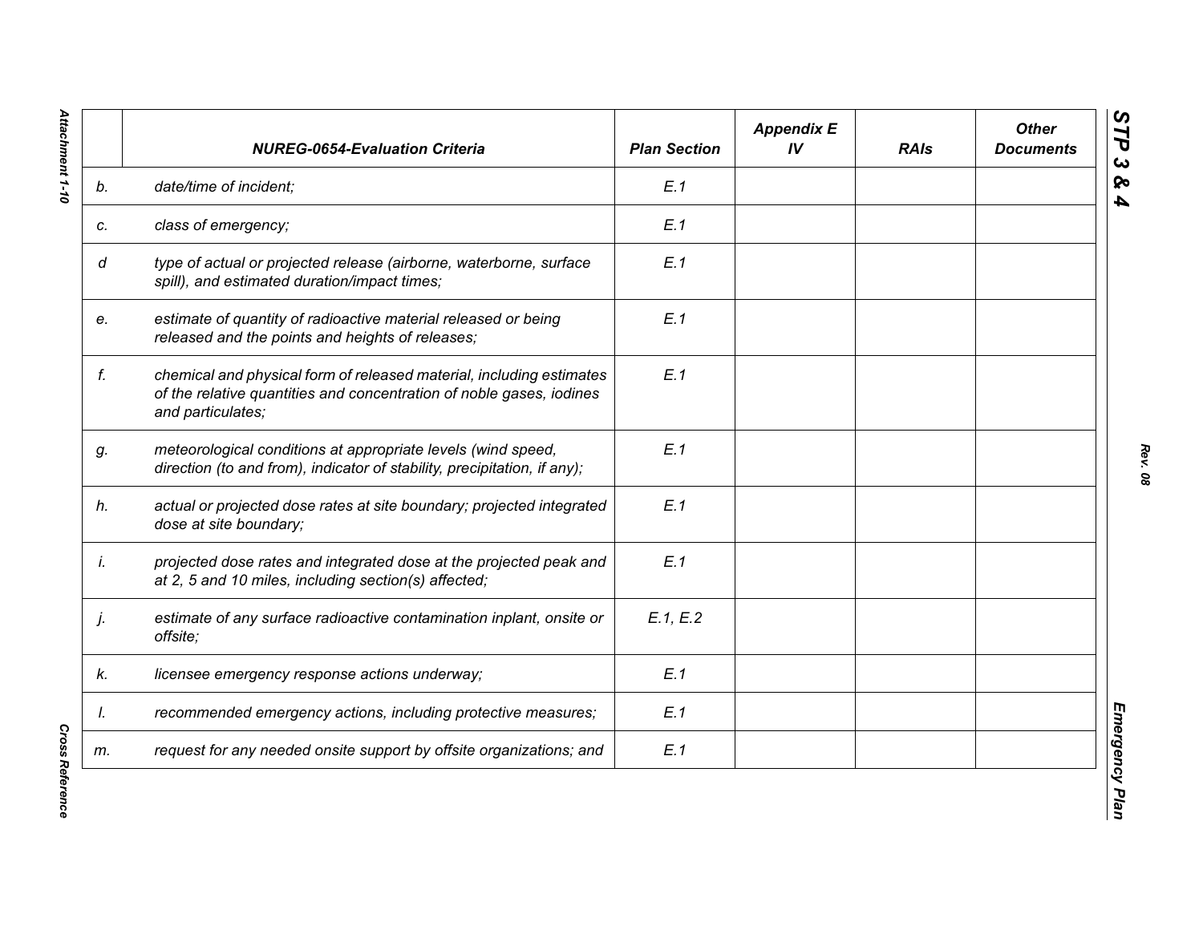| | NUREG-0654-Evaluation Criteria | Plan Section | Appendix E IV | RAIs | Other Documents |
|---|---|---|---|---|---|
| *b.* | *date/time of incident;* | *E.1* | | | |
| *c.* | *class of emergency;* | *E.1* | | | |
| *d* | *type of actual or projected release (airborne, waterborne, surface spill), and estimated duration/impact times;* | *E.1* | | | |
| *e.* | *estimate of quantity of radioactive material released or being released and the points and heights of releases;* | *E.1* | | | |
| *f.* | *chemical and physical form of released material, including estimates of the relative quantities and concentration of noble gases, iodines and particulates;* | *E.1* | | | |
| *g.* | *meteorological conditions at appropriate levels (wind speed, direction (to and from), indicator of stability, precipitation, if any);* | *E.1* | | | |
| *h.* | *actual or projected dose rates at site boundary; projected integrated dose at site boundary;* | *E.1* | | | |
| *i.* | *projected dose rates and integrated dose at the projected peak and at 2, 5 and 10 miles, including section(s) affected;* | *E.1* | | | |
| *j.* | *estimate of any surface radioactive contamination inplant, onsite or offsite;* | *E.1, E.2* | | | |
| *k.* | *licensee emergency response actions underway;* | *E.1* | | | |
| *l.* | *recommended emergency actions, including protective measures;* | *E.1* | | | |
| *m.* | *request for any needed onsite support by offsite organizations; and* | *E.1* | | | |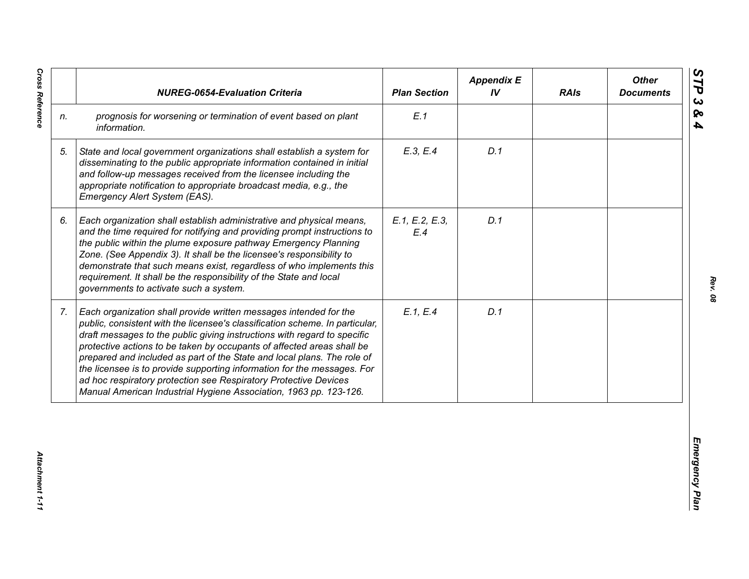| | NUREG-0654-Evaluation Criteria | Plan Section | Appendix E IV | RAIs | Other Documents |
|---|---|---|---|---|---|
| n. | prognosis for worsening or termination of event based on plant information. | E.1 | | | |
| 5. | State and local government organizations shall establish a system for disseminating to the public appropriate information contained in initial and follow-up messages received from the licensee including the appropriate notification to appropriate broadcast media, e.g., the Emergency Alert System (EAS). | E.3, E.4 | D.1 | | |
| 6. | Each organization shall establish administrative and physical means, and the time required for notifying and providing prompt instructions to the public within the plume exposure pathway Emergency Planning Zone. (See Appendix 3). It shall be the licensee's responsibility to demonstrate that such means exist, regardless of who implements this requirement. It shall be the responsibility of the State and local governments to activate such a system. | E.1, E.2, E.3, E.4 | D.1 | | |
| 7. | Each organization shall provide written messages intended for the public, consistent with the licensee's classification scheme. In particular, draft messages to the public giving instructions with regard to specific protective actions to be taken by occupants of affected areas shall be prepared and included as part of the State and local plans. The role of the licensee is to provide supporting information for the messages. For ad hoc respiratory protection see Respiratory Protective Devices Manual American Industrial Hygiene Association, 1963 pp. 123-126. | E.1, E.4 | D.1 | | |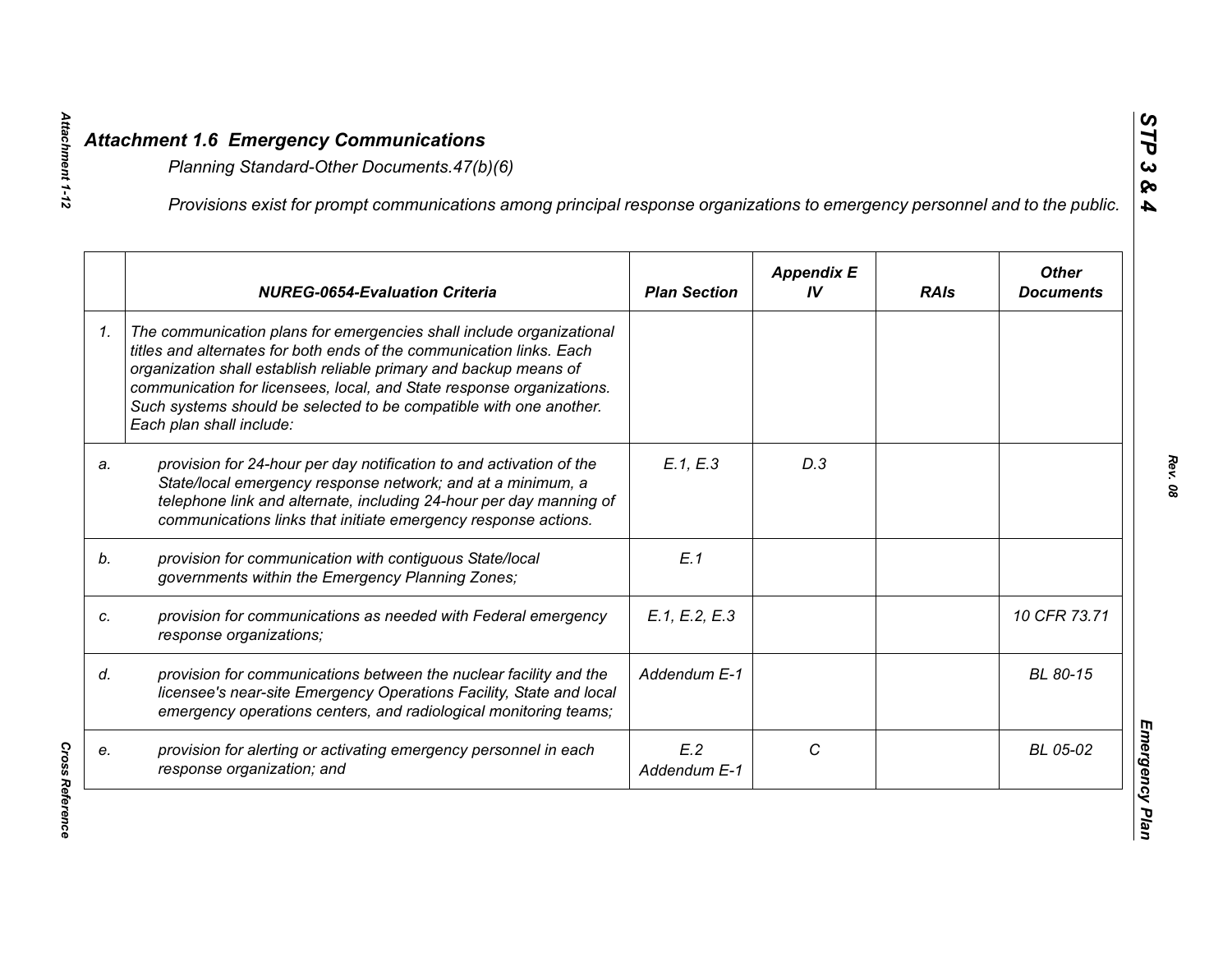## *Attachment 1.6 Emergency Communications*

*Planning Standard-Other Documents.47(b)(6)*

*Provisions exist for prompt communications among principal response organizations to emergency personnel and to the public.*

| | *NUREG-0654-Evaluation Criteria* | *Plan Section* | *Appendix E IV* | *RAIs* | *Other Documents* |
|---|---|---|---|---|---|
| *1.* | *The communication plans for emergencies shall include organizational titles and alternates for both ends of the communication links. Each organization shall establish reliable primary and backup means of communication for licensees, local, and State response organizations. Such systems should be selected to be compatible with one another. Each plan shall include:* | | | | |
| *a.* | *provision for 24-hour per day notification to and activation of the State/local emergency response network; and at a minimum, a telephone link and alternate, including 24-hour per day manning of communications links that initiate emergency response actions.* | *E.1, E.3* | *D.3* | | |
| *b.* | *provision for communication with contiguous State/local governments within the Emergency Planning Zones;* | *E.1* | | | |
| *c.* | *provision for communications as needed with Federal emergency response organizations;* | *E.1, E.2, E.3* | | | *10 CFR 73.71* |
| *d.* | *provision for communications between the nuclear facility and the licensee's near-site Emergency Operations Facility, State and local emergency operations centers, and radiological monitoring teams;* | *Addendum E-1* | | | *BL 80-15* |
| *e.* | *provision for alerting or activating emergency personnel in each response organization; and* | *E.2 Addendum E-1* | *C* | | *BL 05-02* |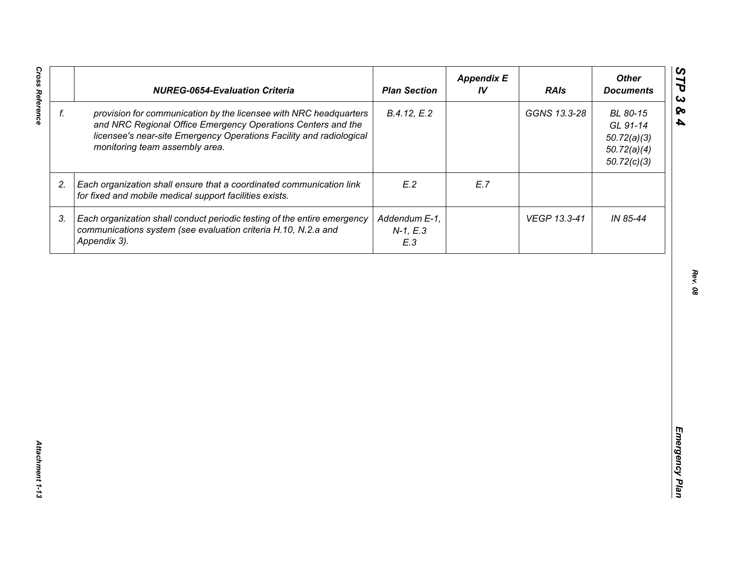| | NUREG-0654-Evaluation Criteria | Plan Section | Appendix E IV | RAIs | Other Documents |
|---|---|---|---|---|---|
| f. | *provision for communication by the licensee with NRC headquarters and NRC Regional Office Emergency Operations Centers and the licensee's near-site Emergency Operations Facility and radiological monitoring team assembly area.* | *B.4.12, E.2* | | *GGNS 13.3-28* | *BL 80-15*<br>*GL 91-14*<br>*50.72(a)(3)*<br>*50.72(a)(4)*<br>*50.72(c)(3)* |
| 2. | *Each organization shall ensure that a coordinated communication link for fixed and mobile medical support facilities exists.* | *E.2* | *E.7* | | |
| 3. | *Each organization shall conduct periodic testing of the entire emergency communications system (see evaluation criteria H.10, N.2.a and Appendix 3).* | *Addendum E-1, N-1, E.3*<br>*E.3* | | *VEGP 13.3-41* | *IN 85-44* |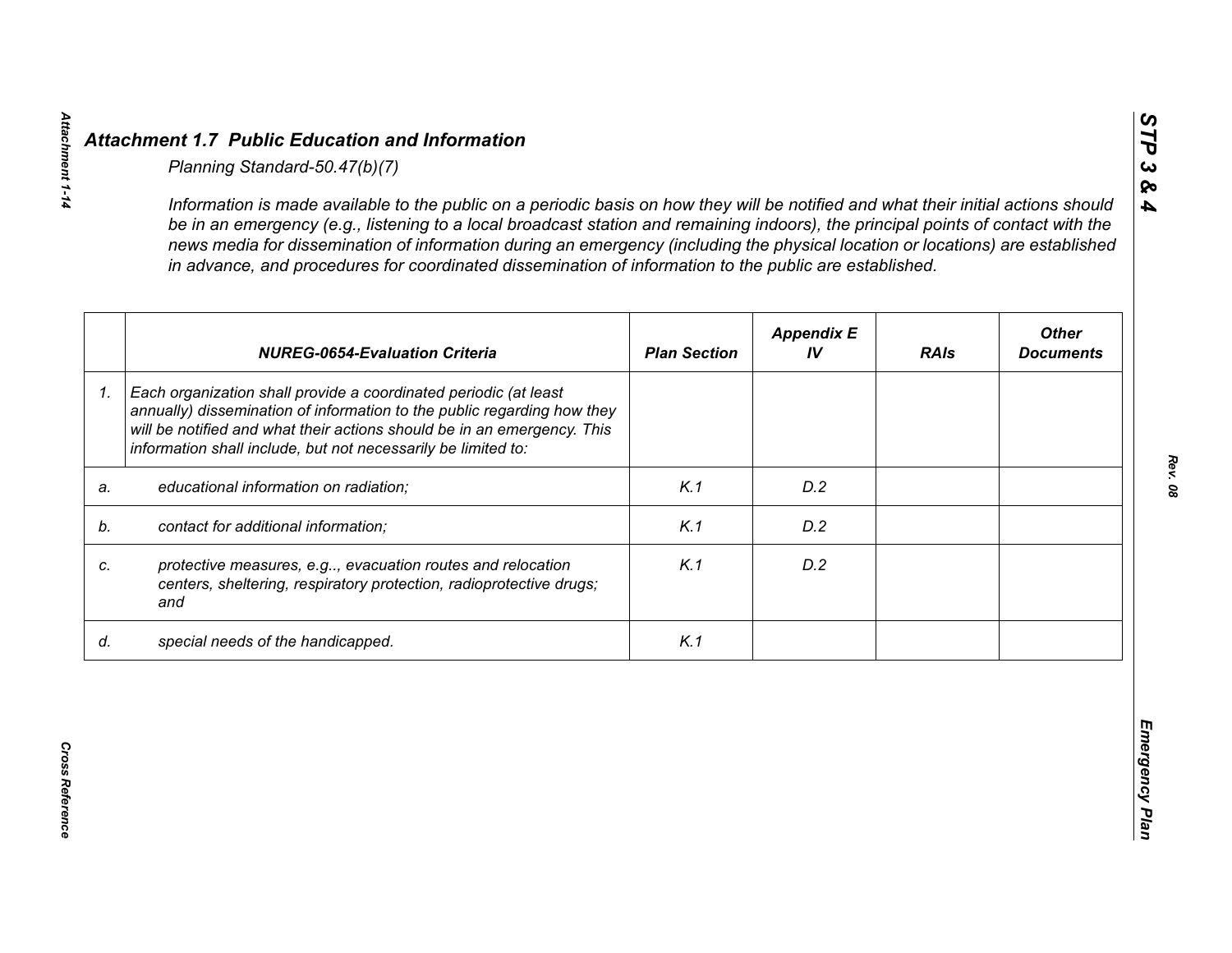## *Attachment 1.7 Public Education and Information*

*Planning Standard-50.47(b)(7)*

*Information is made available to the public on a periodic basis on how they will be notified and what their initial actions should be in an emergency (e.g., listening to a local broadcast station and remaining indoors), the principal points of contact with the news media for dissemination of information during an emergency (including the physical location or locations) are established in advance, and procedures for coordinated dissemination of information to the public are established.*

| | NUREG-0654-Evaluation Criteria | Plan Section | Appendix E IV | RAIs | Other Documents |
|---|---|---|---|---|---|
| *1.* | *Each organization shall provide a coordinated periodic (at least annually) dissemination of information to the public regarding how they will be notified and what their actions should be in an emergency. This information shall include, but not necessarily be limited to:* | | | | |
| *a.* | *educational information on radiation;* | *K.1* | *D.2* | | |
| *b.* | *contact for additional information;* | *K.1* | *D.2* | | |
| *c.* | *protective measures, e.g.., evacuation routes and relocation centers, sheltering, respiratory protection, radioprotective drugs; and* | *K.1* | *D.2* | | |
| *d.* | *special needs of the handicapped.* | *K.1* | | | |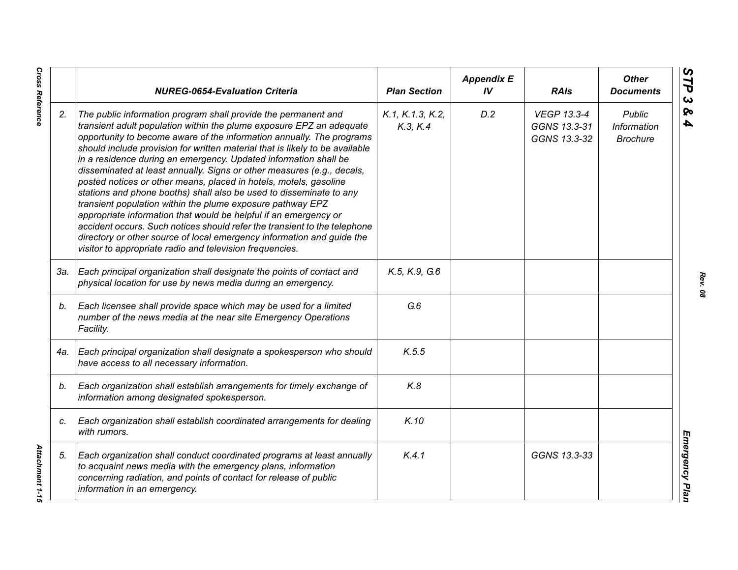| | NUREG-0654-Evaluation Criteria | Plan Section | Appendix E IV | RAIs | Other Documents |
|---|---|---|---|---|---|
| 2. | *The public information program shall provide the permanent and transient adult population within the plume exposure EPZ an adequate opportunity to become aware of the information annually. The programs should include provision for written material that is likely to be available in a residence during an emergency. Updated information shall be disseminated at least annually. Signs or other measures (e.g., decals, posted notices or other means, placed in hotels, motels, gasoline stations and phone booths) shall also be used to disseminate to any transient population within the plume exposure pathway EPZ appropriate information that would be helpful if an emergency or accident occurs. Such notices should refer the transient to the telephone directory or other source of local emergency information and guide the visitor to appropriate radio and television frequencies.* | K.1, K.1.3, K.2, K.3, K.4 | D.2 | VEGP 13.3-4 GGNS 13.3-31 GGNS 13.3-32 | Public Information Brochure |
| 3a. | *Each principal organization shall designate the points of contact and physical location for use by news media during an emergency.* | K.5, K.9, G.6 | | | |
| b. | *Each licensee shall provide space which may be used for a limited number of the news media at the near site Emergency Operations Facility.* | G.6 | | | |
| 4a. | *Each principal organization shall designate a spokesperson who should have access to all necessary information.* | K.5.5 | | | |
| b. | *Each organization shall establish arrangements for timely exchange of information among designated spokesperson.* | K.8 | | | |
| c. | *Each organization shall establish coordinated arrangements for dealing with rumors.* | K.10 | | | |
| 5. | *Each organization shall conduct coordinated programs at least annually to acquaint news media with the emergency plans, information concerning radiation, and points of contact for release of public information in an emergency.* | K.4.1 | | GGNS 13.3-33 | |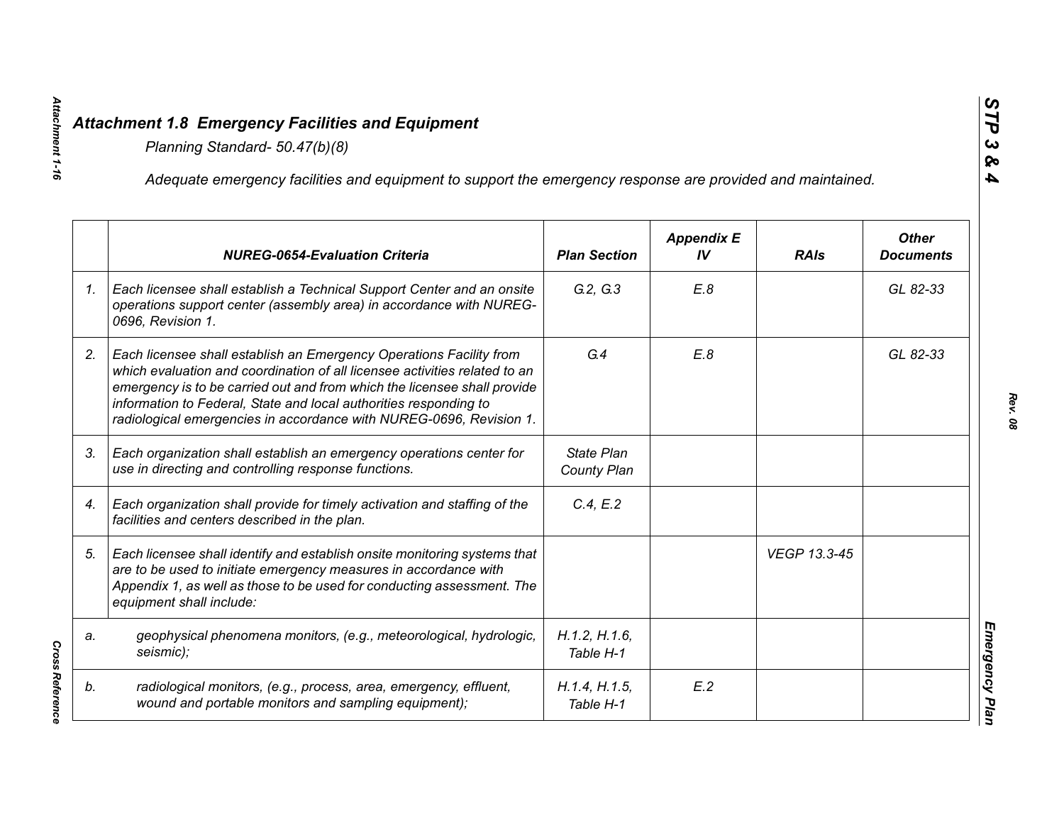## *Attachment 1.8 Emergency Facilities and Equipment*

*Planning Standard- 50.47(b)(8)*

*Adequate emergency facilities and equipment to support the emergency response are provided and maintained.*

| | NUREG-0654-Evaluation Criteria | Plan Section | Appendix E IV | RAIs | Other Documents |
|---|---|---|---|---|---|
| 1. | Each licensee shall establish a Technical Support Center and an onsite operations support center (assembly area) in accordance with NUREG-0696, Revision 1. | G.2, G.3 | E.8 | | GL 82-33 |
| 2. | Each licensee shall establish an Emergency Operations Facility from which evaluation and coordination of all licensee activities related to an emergency is to be carried out and from which the licensee shall provide information to Federal, State and local authorities responding to radiological emergencies in accordance with NUREG-0696, Revision 1. | G.4 | E.8 | | GL 82-33 |
| 3. | Each organization shall establish an emergency operations center for use in directing and controlling response functions. | State Plan County Plan | | | |
| 4. | Each organization shall provide for timely activation and staffing of the facilities and centers described in the plan. | C.4, E.2 | | | |
| 5. | Each licensee shall identify and establish onsite monitoring systems that are to be used to initiate emergency measures in accordance with Appendix 1, as well as those to be used for conducting assessment. The equipment shall include: | | | VEGP 13.3-45 | |
| a. | geophysical phenomena monitors, (e.g., meteorological, hydrologic, seismic); | H.1.2, H.1.6, Table H-1 | | | |
| b. | radiological monitors, (e.g., process, area, emergency, effluent, wound and portable monitors and sampling equipment); | H.1.4, H.1.5, Table H-1 | E.2 | | |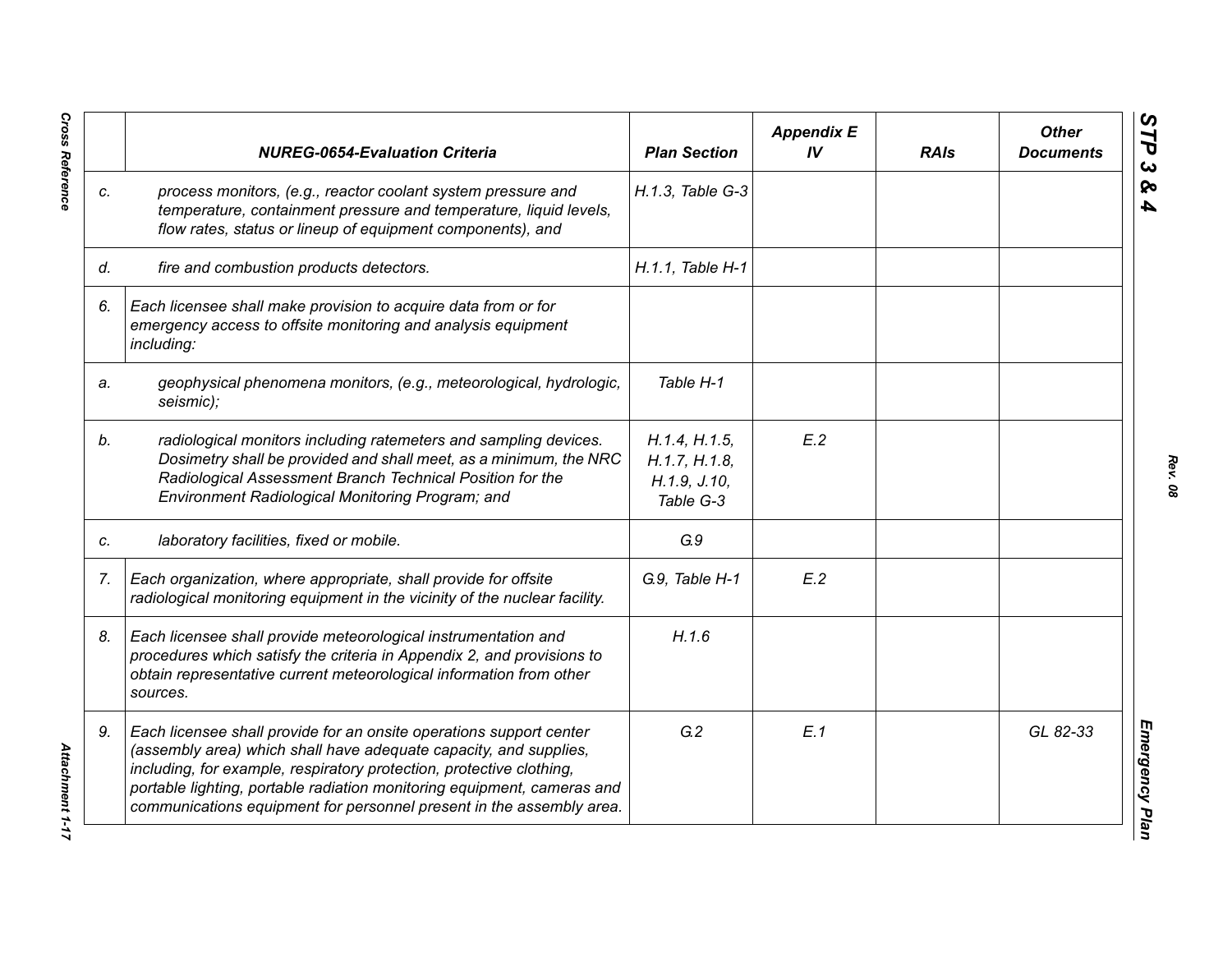|  | NUREG-0654-Evaluation Criteria | Plan Section | Appendix E IV | RAIs | Other Documents |
|---|---|---|---|---|---|
| c. | *process monitors, (e.g., reactor coolant system pressure and temperature, containment pressure and temperature, liquid levels, flow rates, status or lineup of equipment components), and* | H.1.3, Table G-3 |  |  |  |
| d. | *fire and combustion products detectors.* | H.1.1, Table H-1 |  |  |  |
| 6. | *Each licensee shall make provision to acquire data from or for emergency access to offsite monitoring and analysis equipment including:* |  |  |  |  |
| a. | *geophysical phenomena monitors, (e.g., meteorological, hydrologic, seismic);* | Table H-1 |  |  |  |
| b. | *radiological monitors including ratemeters and sampling devices. Dosimetry shall be provided and shall meet, as a minimum, the NRC Radiological Assessment Branch Technical Position for the Environment Radiological Monitoring Program; and* | H.1.4, H.1.5, H.1.7, H.1.8, H.1.9, J.10, Table G-3 | E.2 |  |  |
| c. | *laboratory facilities, fixed or mobile.* | G.9 |  |  |  |
| 7. | *Each organization, where appropriate, shall provide for offsite radiological monitoring equipment in the vicinity of the nuclear facility.* | G.9, Table H-1 | E.2 |  |  |
| 8. | *Each licensee shall provide meteorological instrumentation and procedures which satisfy the criteria in Appendix 2, and provisions to obtain representative current meteorological information from other sources.* | H.1.6 |  |  |  |
| 9. | *Each licensee shall provide for an onsite operations support center (assembly area) which shall have adequate capacity, and supplies, including, for example, respiratory protection, protective clothing, portable lighting, portable radiation monitoring equipment, cameras and communications equipment for personnel present in the assembly area.* | G.2 | E.1 |  | GL 82-33 |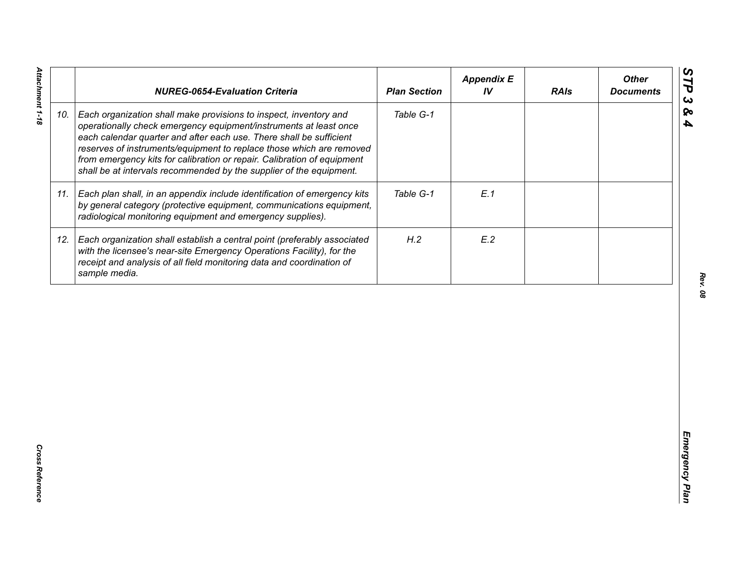| | NUREG-0654-Evaluation Criteria | Plan Section | Appendix E IV | RAIs | Other Documents |
|---|---|---|---|---|---|
| 10. | *Each organization shall make provisions to inspect, inventory and operationally check emergency equipment/instruments at least once each calendar quarter and after each use. There shall be sufficient reserves of instruments/equipment to replace those which are removed from emergency kits for calibration or repair. Calibration of equipment shall be at intervals recommended by the supplier of the equipment.* | Table G-1 | | | |
| 11. | *Each plan shall, in an appendix include identification of emergency kits by general category (protective equipment, communications equipment, radiological monitoring equipment and emergency supplies).* | Table G-1 | E.1 | | |
| 12. | *Each organization shall establish a central point (preferably associated with the licensee's near-site Emergency Operations Facility), for the receipt and analysis of all field monitoring data and coordination of sample media.* | H.2 | E.2 | | |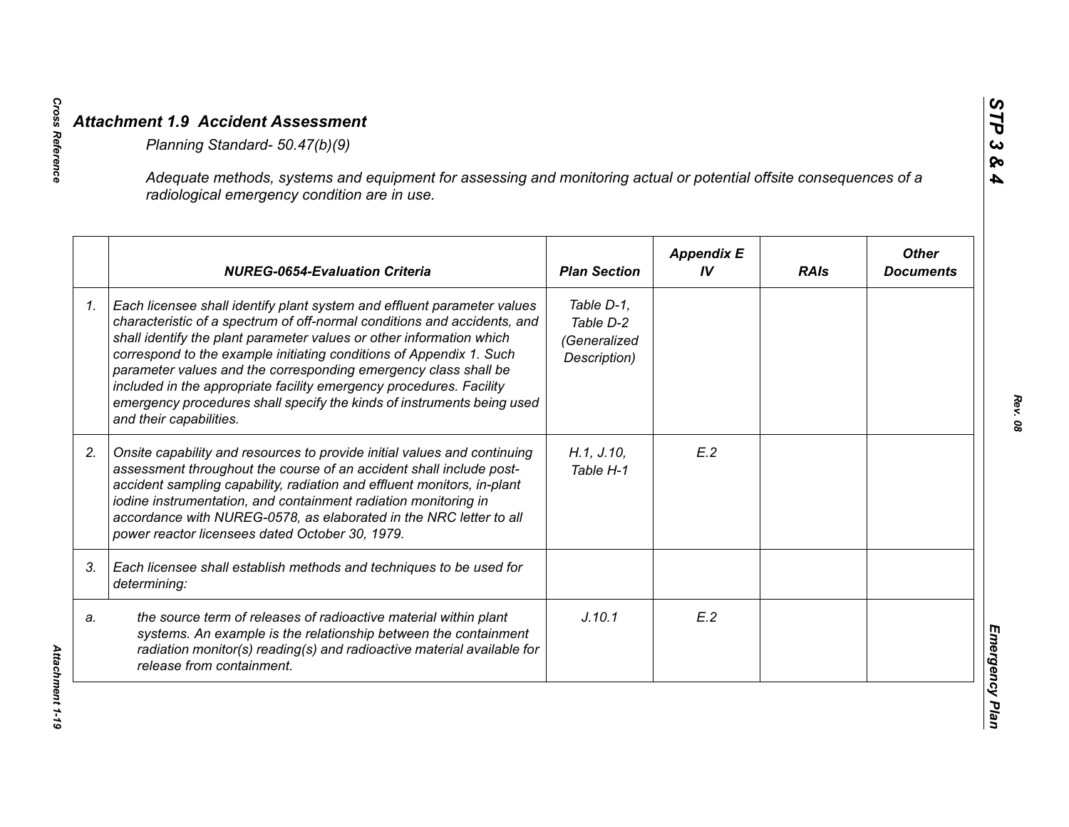## *Attachment 1.9 Accident Assessment*

*Planning Standard- 50.47(b)(9)*

*Adequate methods, systems and equipment for assessing and monitoring actual or potential offsite consequences of a radiological emergency condition are in use.*

| | NUREG-0654-Evaluation Criteria | Plan Section | Appendix E IV | RAIs | Other Documents |
|---|---|---|---|---|---|
| 1. | *Each licensee shall identify plant system and effluent parameter values characteristic of a spectrum of off-normal conditions and accidents, and shall identify the plant parameter values or other information which correspond to the example initiating conditions of Appendix 1. Such parameter values and the corresponding emergency class shall be included in the appropriate facility emergency procedures. Facility emergency procedures shall specify the kinds of instruments being used and their capabilities.* | *Table D-1, Table D-2 (Generalized Description)* | | | |
| 2. | *Onsite capability and resources to provide initial values and continuing assessment throughout the course of an accident shall include post-accident sampling capability, radiation and effluent monitors, in-plant iodine instrumentation, and containment radiation monitoring in accordance with NUREG-0578, as elaborated in the NRC letter to all power reactor licensees dated October 30, 1979.* | *H.1, J.10, Table H-1* | *E.2* | | |
| 3. | *Each licensee shall establish methods and techniques to be used for determining:* | | | | |
| a. | *the source term of releases of radioactive material within plant systems. An example is the relationship between the containment radiation monitor(s) reading(s) and radioactive material available for release from containment.* | *J.10.1* | *E.2* | | |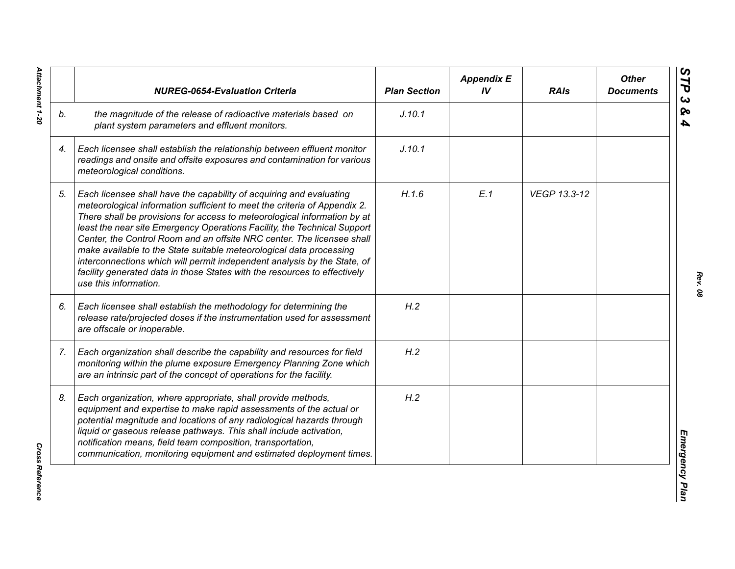| | NUREG-0654-Evaluation Criteria | Plan Section | Appendix E IV | RAIs | Other Documents |
|---|---|---|---|---|---|
| b. | the magnitude of the release of radioactive materials based on plant system parameters and effluent monitors. | J.10.1 | | | |
| 4. | Each licensee shall establish the relationship between effluent monitor readings and onsite and offsite exposures and contamination for various meteorological conditions. | J.10.1 | | | |
| 5. | Each licensee shall have the capability of acquiring and evaluating meteorological information sufficient to meet the criteria of Appendix 2. There shall be provisions for access to meteorological information by at least the near site Emergency Operations Facility, the Technical Support Center, the Control Room and an offsite NRC center. The licensee shall make available to the State suitable meteorological data processing interconnections which will permit independent analysis by the State, of facility generated data in those States with the resources to effectively use this information. | H.1.6 | E.1 | VEGP 13.3-12 | |
| 6. | Each licensee shall establish the methodology for determining the release rate/projected doses if the instrumentation used for assessment are offscale or inoperable. | H.2 | | | |
| 7. | Each organization shall describe the capability and resources for field monitoring within the plume exposure Emergency Planning Zone which are an intrinsic part of the concept of operations for the facility. | H.2 | | | |
| 8. | Each organization, where appropriate, shall provide methods, equipment and expertise to make rapid assessments of the actual or potential magnitude and locations of any radiological hazards through liquid or gaseous release pathways. This shall include activation, notification means, field team composition, transportation, communication, monitoring equipment and estimated deployment times. | H.2 | | | |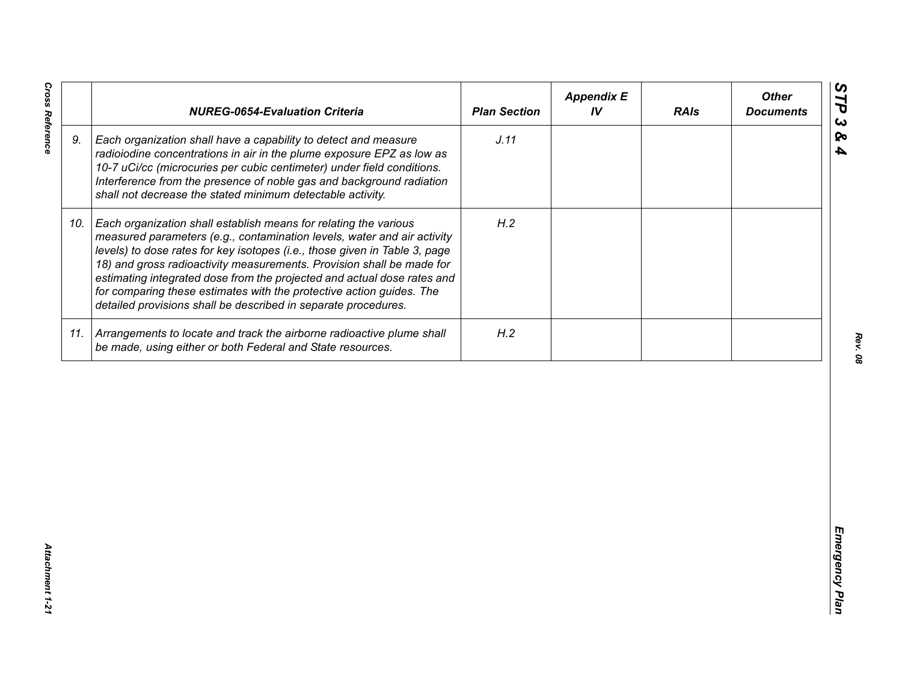|  | NUREG-0654-Evaluation Criteria | Plan Section | Appendix E IV | RAIs | Other Documents |
|---|---|---|---|---|---|
| 9. | *Each organization shall have a capability to detect and measure radioiodine concentrations in air in the plume exposure EPZ as low as 10-7 uCi/cc (microcuries per cubic centimeter) under field conditions. Interference from the presence of noble gas and background radiation shall not decrease the stated minimum detectable activity.* | J.11 |  |  |  |
| 10. | *Each organization shall establish means for relating the various measured parameters (e.g., contamination levels, water and air activity levels) to dose rates for key isotopes (i.e., those given in Table 3, page 18) and gross radioactivity measurements. Provision shall be made for estimating integrated dose from the projected and actual dose rates and for comparing these estimates with the protective action guides. The detailed provisions shall be described in separate procedures.* | H.2 |  |  |  |
| 11. | *Arrangements to locate and track the airborne radioactive plume shall be made, using either or both Federal and State resources.* | H.2 |  |  |  |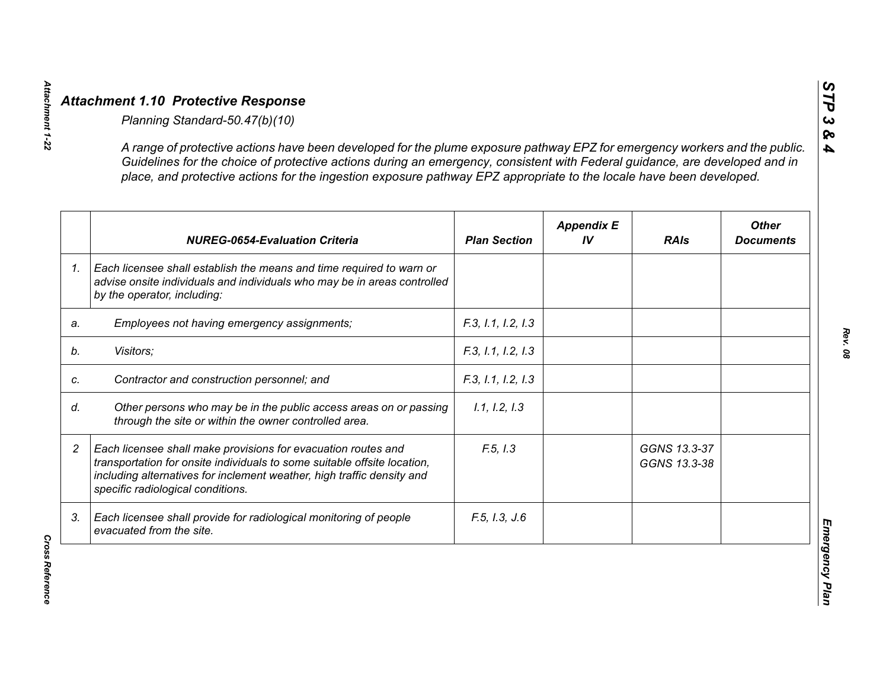## *Attachment 1.10 Protective Response*

*Planning Standard-50.47(b)(10)*

*A range of protective actions have been developed for the plume exposure pathway EPZ for emergency workers and the public. Guidelines for the choice of protective actions during an emergency, consistent with Federal guidance, are developed and in place, and protective actions for the ingestion exposure pathway EPZ appropriate to the locale have been developed.*

| | *NUREG-0654-Evaluation Criteria* | *Plan Section* | *Appendix E IV* | *RAIs* | *Other Documents* |
|---|---|---|---|---|---|
| *1.* | *Each licensee shall establish the means and time required to warn or advise onsite individuals and individuals who may be in areas controlled by the operator, including:* | | | | |
| *a.* | *Employees not having emergency assignments;* | *F.3, I.1, I.2, I.3* | | | |
| *b.* | *Visitors;* | *F.3, I.1, I.2, I.3* | | | |
| *c.* | *Contractor and construction personnel; and* | *F.3, I.1, I.2, I.3* | | | |
| *d.* | *Other persons who may be in the public access areas on or passing through the site or within the owner controlled area.* | *I.1, I.2, I.3* | | | |
| *2* | *Each licensee shall make provisions for evacuation routes and transportation for onsite individuals to some suitable offsite location, including alternatives for inclement weather, high traffic density and specific radiological conditions.* | *F.5, I.3* | | *GGNS 13.3-37*<br>*GGNS 13.3-38* | |
| *3.* | *Each licensee shall provide for radiological monitoring of people evacuated from the site.* | *F.5, I.3, J.6* | | | |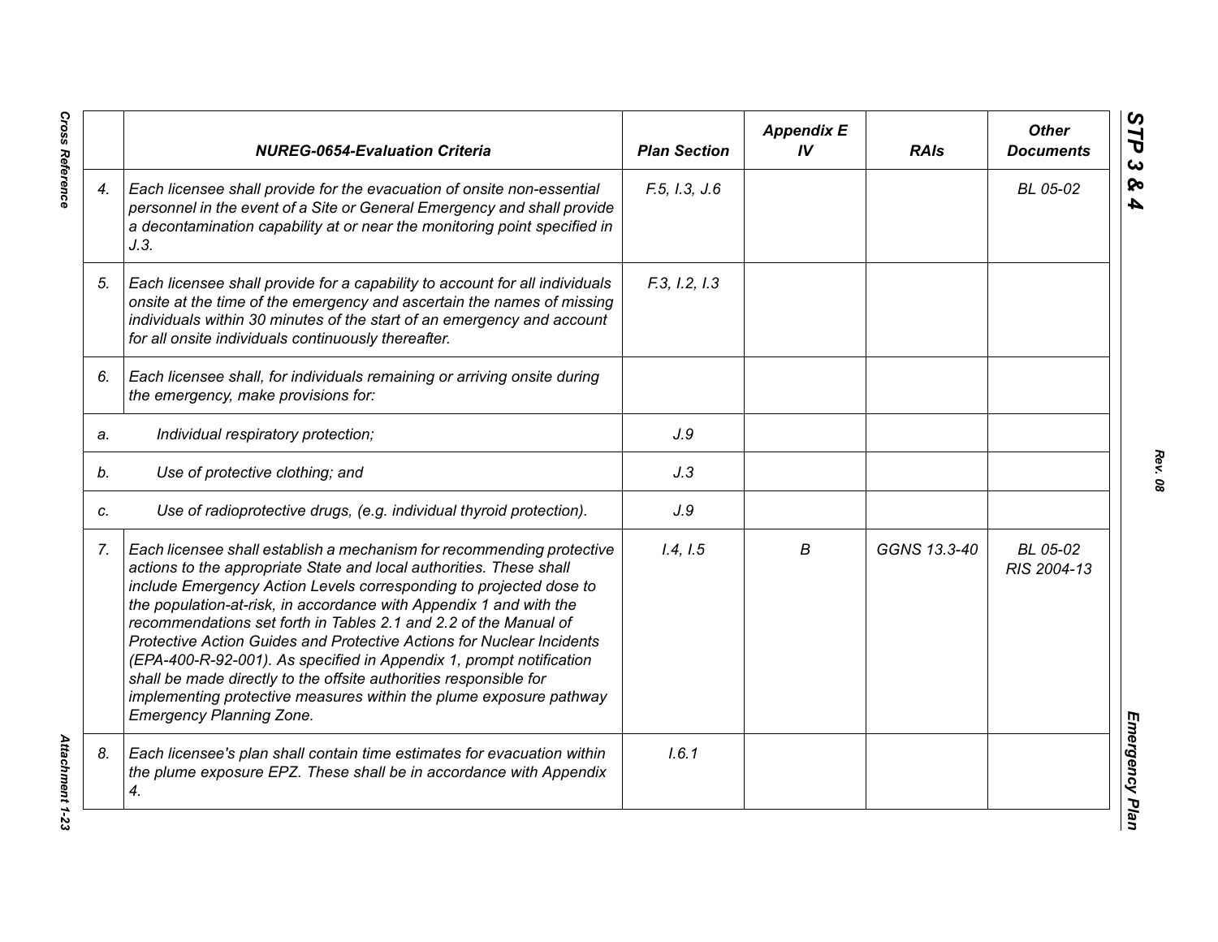| | NUREG-0654-Evaluation Criteria | Plan Section | Appendix E IV | RAIs | Other Documents |
|---|---|---|---|---|---|
| 4. | *Each licensee shall provide for the evacuation of onsite non-essential personnel in the event of a Site or General Emergency and shall provide a decontamination capability at or near the monitoring point specified in J.3.* | F.5, I.3, J.6 | | | BL 05-02 |
| 5. | *Each licensee shall provide for a capability to account for all individuals onsite at the time of the emergency and ascertain the names of missing individuals within 30 minutes of the start of an emergency and account for all onsite individuals continuously thereafter.* | F.3, I.2, I.3 | | | |
| 6. | *Each licensee shall, for individuals remaining or arriving onsite during the emergency, make provisions for:* | | | | |
| a. | *Individual respiratory protection;* | J.9 | | | |
| b. | *Use of protective clothing; and* | J.3 | | | |
| c. | *Use of radioprotective drugs, (e.g. individual thyroid protection).* | J.9 | | | |
| 7. | *Each licensee shall establish a mechanism for recommending protective actions to the appropriate State and local authorities. These shall include Emergency Action Levels corresponding to projected dose to the population-at-risk, in accordance with Appendix 1 and with the recommendations set forth in Tables 2.1 and 2.2 of the Manual of Protective Action Guides and Protective Actions for Nuclear Incidents (EPA-400-R-92-001). As specified in Appendix 1, prompt notification shall be made directly to the offsite authorities responsible for implementing protective measures within the plume exposure pathway Emergency Planning Zone.* | I.4, I.5 | B | GGNS 13.3-40 | BL 05-02<br>RIS 2004-13 |
| 8. | *Each licensee's plan shall contain time estimates for evacuation within the plume exposure EPZ. These shall be in accordance with Appendix 4.* | I.6.1 | | | |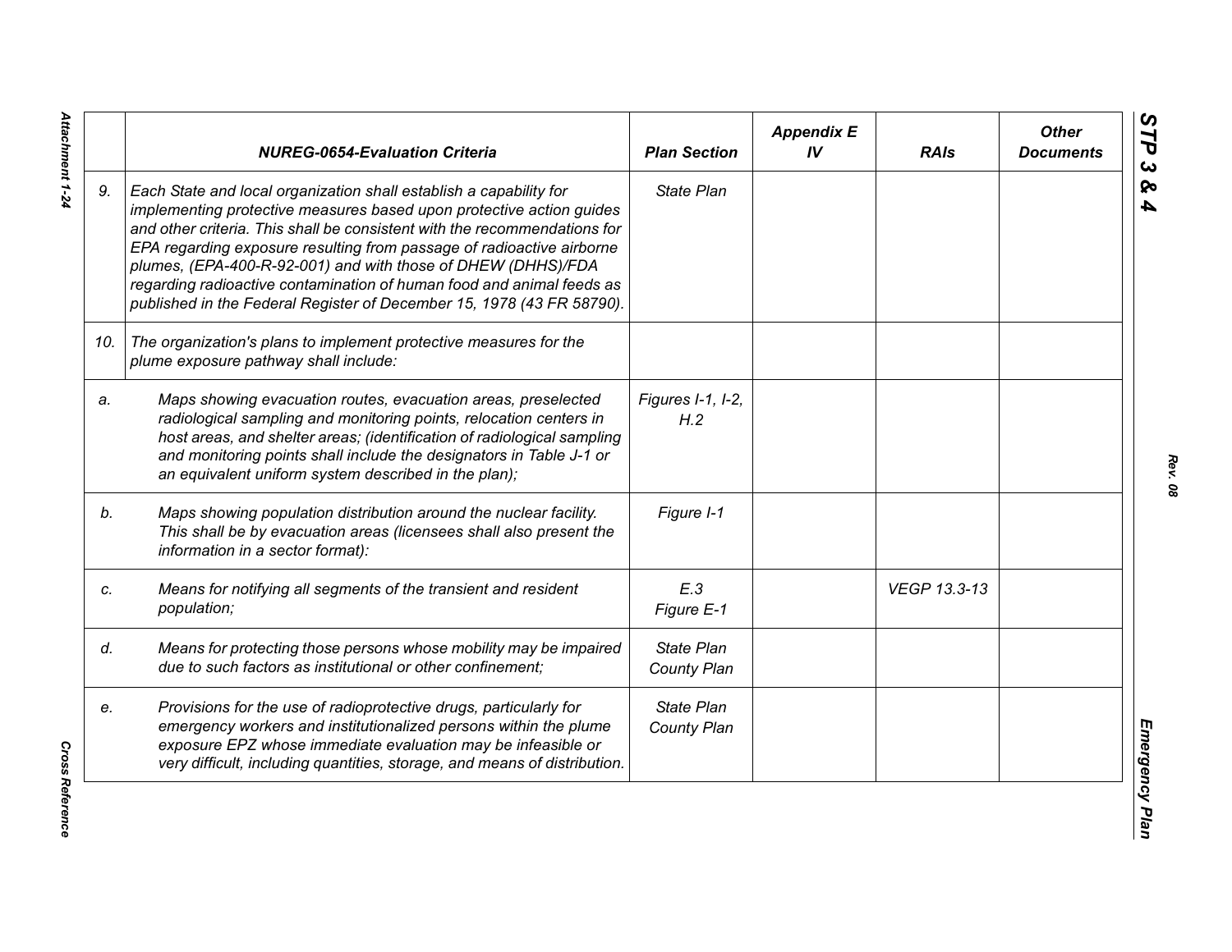| | NUREG-0654-Evaluation Criteria | Plan Section | Appendix E IV | RAIs | Other Documents |
|---|---|---|---|---|---|
| 9. | *Each State and local organization shall establish a capability for implementing protective measures based upon protective action guides and other criteria. This shall be consistent with the recommendations for EPA regarding exposure resulting from passage of radioactive airborne plumes, (EPA-400-R-92-001) and with those of DHEW (DHHS)/FDA regarding radioactive contamination of human food and animal feeds as published in the Federal Register of December 15, 1978 (43 FR 58790).* | *State Plan* | | | |
| 10. | *The organization's plans to implement protective measures for the plume exposure pathway shall include:* | | | | |
| a. | *Maps showing evacuation routes, evacuation areas, preselected radiological sampling and monitoring points, relocation centers in host areas, and shelter areas; (identification of radiological sampling and monitoring points shall include the designators in Table J-1 or an equivalent uniform system described in the plan);* | *Figures I-1, I-2, H.2* | | | |
| b. | *Maps showing population distribution around the nuclear facility. This shall be by evacuation areas (licensees shall also present the information in a sector format):* | *Figure I-1* | | | |
| c. | *Means for notifying all segments of the transient and resident population;* | *E.3 Figure E-1* | | *VEGP 13.3-13* | |
| d. | *Means for protecting those persons whose mobility may be impaired due to such factors as institutional or other confinement;* | *State Plan County Plan* | | | |
| e. | *Provisions for the use of radioprotective drugs, particularly for emergency workers and institutionalized persons within the plume exposure EPZ whose immediate evaluation may be infeasible or very difficult, including quantities, storage, and means of distribution.* | *State Plan County Plan* | | | |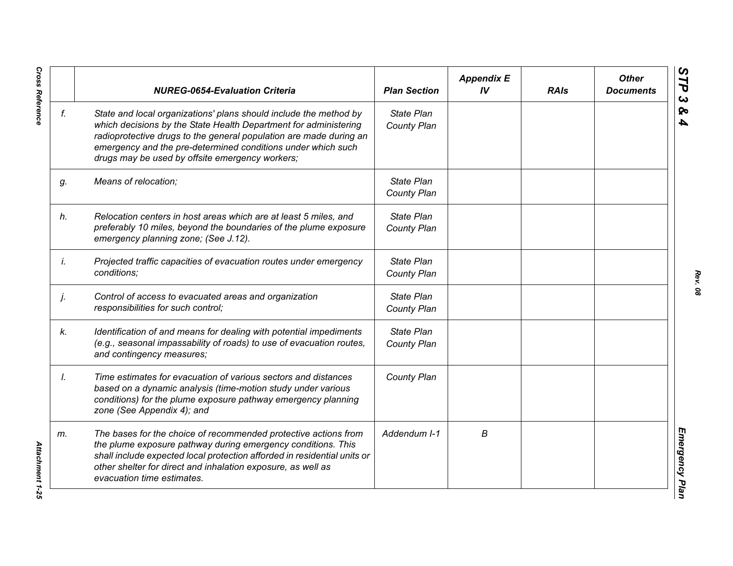| | NUREG-0654-Evaluation Criteria | Plan Section | Appendix E IV | RAIs | Other Documents |
|---|---|---|---|---|---|
| *f.* | *State and local organizations' plans should include the method by which decisions by the State Health Department for administering radioprotective drugs to the general population are made during an emergency and the pre-determined conditions under which such drugs may be used by offsite emergency workers;* | *State Plan County Plan* | | | |
| *g.* | *Means of relocation;* | *State Plan County Plan* | | | |
| *h.* | *Relocation centers in host areas which are at least 5 miles, and preferably 10 miles, beyond the boundaries of the plume exposure emergency planning zone; (See J.12).* | *State Plan County Plan* | | | |
| *i.* | *Projected traffic capacities of evacuation routes under emergency conditions;* | *State Plan County Plan* | | | |
| *j.* | *Control of access to evacuated areas and organization responsibilities for such control;* | *State Plan County Plan* | | | |
| *k.* | *Identification of and means for dealing with potential impediments (e.g., seasonal impassability of roads) to use of evacuation routes, and contingency measures;* | *State Plan County Plan* | | | |
| *l.* | *Time estimates for evacuation of various sectors and distances based on a dynamic analysis (time-motion study under various conditions) for the plume exposure pathway emergency planning zone (See Appendix 4); and* | *County Plan* | | | |
| *m.* | *The bases for the choice of recommended protective actions from the plume exposure pathway during emergency conditions. This shall include expected local protection afforded in residential units or other shelter for direct and inhalation exposure, as well as evacuation time estimates.* | *Addendum I-1* | *B* | | |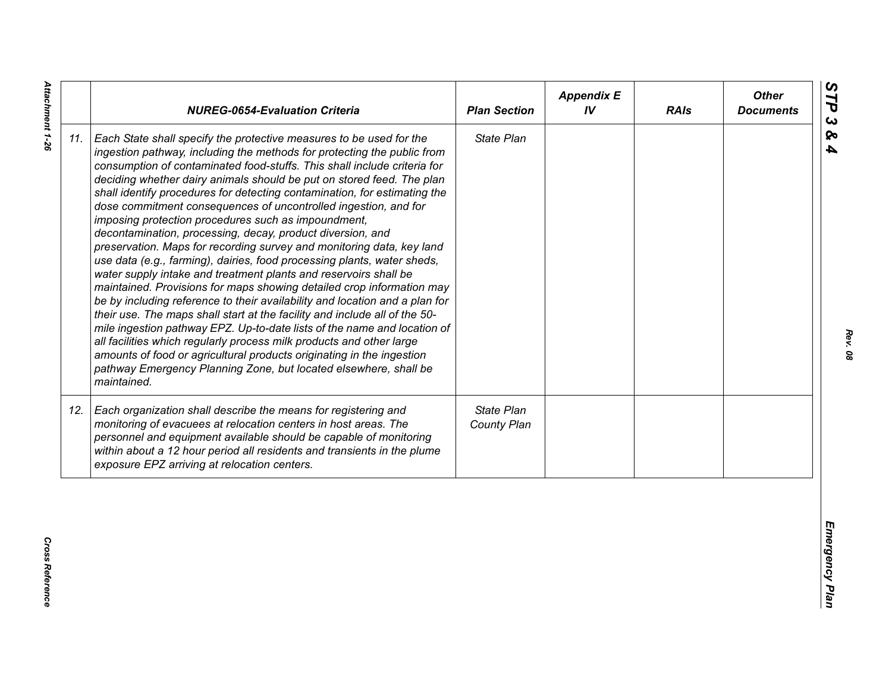| | NUREG-0654-Evaluation Criteria | Plan Section | Appendix E IV | RAIs | Other Documents |
|---|---|---|---|---|---|
| 11. | *Each State shall specify the protective measures to be used for the ingestion pathway, including the methods for protecting the public from consumption of contaminated food-stuffs. This shall include criteria for deciding whether dairy animals should be put on stored feed. The plan shall identify procedures for detecting contamination, for estimating the dose commitment consequences of uncontrolled ingestion, and for imposing protection procedures such as impoundment, decontamination, processing, decay, product diversion, and preservation. Maps for recording survey and monitoring data, key land use data (e.g., farming), dairies, food processing plants, water sheds, water supply intake and treatment plants and reservoirs shall be maintained. Provisions for maps showing detailed crop information may be by including reference to their availability and location and a plan for their use. The maps shall start at the facility and include all of the 50-mile ingestion pathway EPZ. Up-to-date lists of the name and location of all facilities which regularly process milk products and other large amounts of food or agricultural products originating in the ingestion pathway Emergency Planning Zone, but located elsewhere, shall be maintained.* | *State Plan* | | | |
| 12. | *Each organization shall describe the means for registering and monitoring of evacuees at relocation centers in host areas. The personnel and equipment available should be capable of monitoring within about a 12 hour period all residents and transients in the plume exposure EPZ arriving at relocation centers.* | *State Plan*<br>*County Plan* | | | |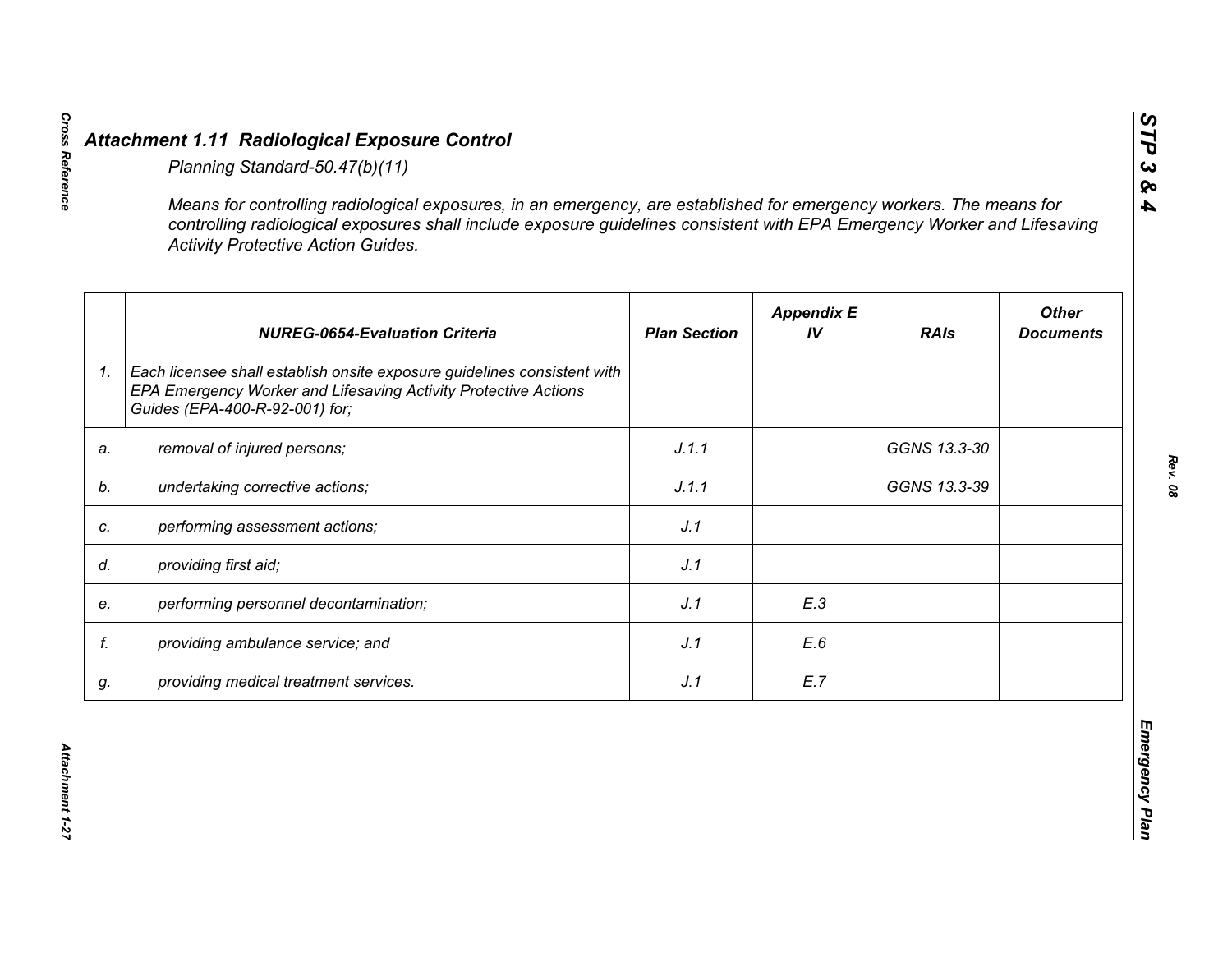## *Attachment 1.11 Radiological Exposure Control*

*Planning Standard-50.47(b)(11)*

*Means for controlling radiological exposures, in an emergency, are established for emergency workers. The means for controlling radiological exposures shall include exposure guidelines consistent with EPA Emergency Worker and Lifesaving Activity Protective Action Guides.*

| | NUREG-0654-Evaluation Criteria | Plan Section | Appendix E IV | RAIs | Other Documents |
|---|---|---|---|---|---|
| 1. | Each licensee shall establish onsite exposure guidelines consistent with EPA Emergency Worker and Lifesaving Activity Protective Actions Guides (EPA-400-R-92-001) for; | | | | |
| a. | removal of injured persons; | J.1.1 | | GGNS 13.3-30 | |
| b. | undertaking corrective actions; | J.1.1 | | GGNS 13.3-39 | |
| c. | performing assessment actions; | J.1 | | | |
| d. | providing first aid; | J.1 | | | |
| e. | performing personnel decontamination; | J.1 | E.3 | | |
| f. | providing ambulance service; and | J.1 | E.6 | | |
| g. | providing medical treatment services. | J.1 | E.7 | | |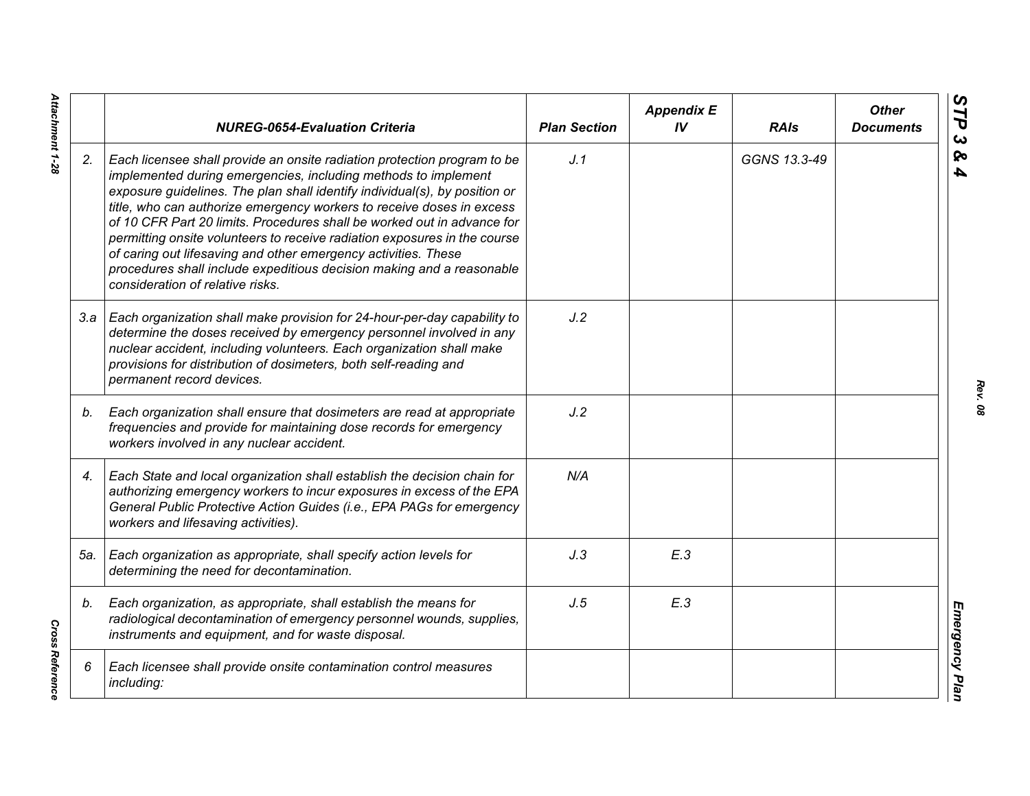| | NUREG-0654-Evaluation Criteria | Plan Section | Appendix E IV | RAIs | Other Documents |
|---|---|---|---|---|---|
| 2. | *Each licensee shall provide an onsite radiation protection program to be implemented during emergencies, including methods to implement exposure guidelines. The plan shall identify individual(s), by position or title, who can authorize emergency workers to receive doses in excess of 10 CFR Part 20 limits. Procedures shall be worked out in advance for permitting onsite volunteers to receive radiation exposures in the course of caring out lifesaving and other emergency activities. These procedures shall include expeditious decision making and a reasonable consideration of relative risks.* | J.1 | | GGNS 13.3-49 | |
| 3.a | *Each organization shall make provision for 24-hour-per-day capability to determine the doses received by emergency personnel involved in any nuclear accident, including volunteers. Each organization shall make provisions for distribution of dosimeters, both self-reading and permanent record devices.* | J.2 | | | |
| b. | *Each organization shall ensure that dosimeters are read at appropriate frequencies and provide for maintaining dose records for emergency workers involved in any nuclear accident.* | J.2 | | | |
| 4. | *Each State and local organization shall establish the decision chain for authorizing emergency workers to incur exposures in excess of the EPA General Public Protective Action Guides (i.e., EPA PAGs for emergency workers and lifesaving activities).* | N/A | | | |
| 5a. | *Each organization as appropriate, shall specify action levels for determining the need for decontamination.* | J.3 | E.3 | | |
| b. | *Each organization, as appropriate, shall establish the means for radiological decontamination of emergency personnel wounds, supplies, instruments and equipment, and for waste disposal.* | J.5 | E.3 | | |
| 6 | *Each licensee shall provide onsite contamination control measures including:* | | | | |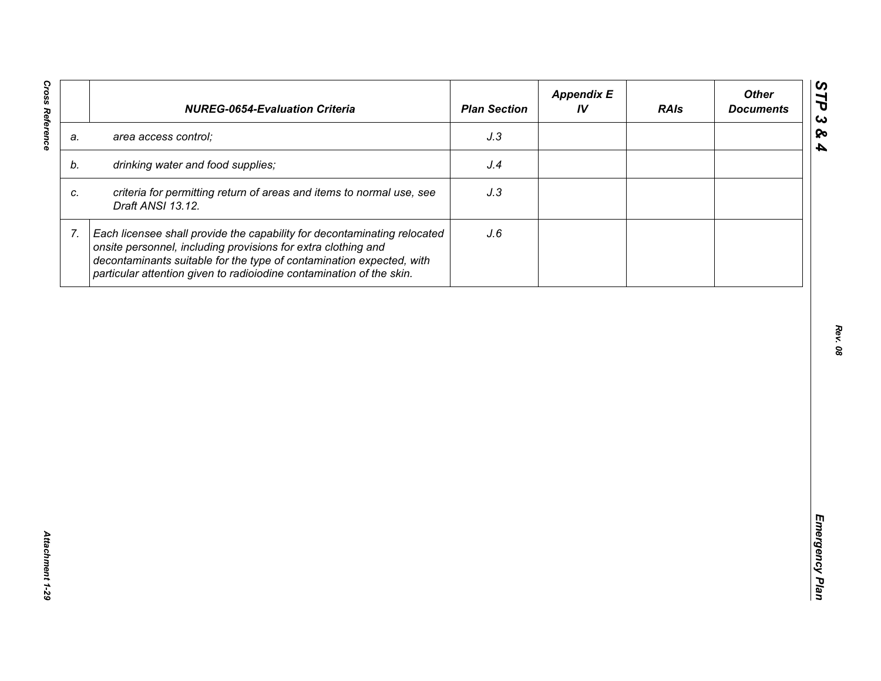| | NUREG-0654-Evaluation Criteria | Plan Section | Appendix E IV | RAIs | Other Documents |
|---|---|---|---|---|---|
| a. | *area access control;* | *J.3* | | | |
| b. | *drinking water and food supplies;* | *J.4* | | | |
| c. | *criteria for permitting return of areas and items to normal use, see Draft ANSI 13.12.* | *J.3* | | | |
| 7. | *Each licensee shall provide the capability for decontaminating relocated onsite personnel, including provisions for extra clothing and decontaminants suitable for the type of contamination expected, with particular attention given to radioiodine contamination of the skin.* | *J.6* | | | |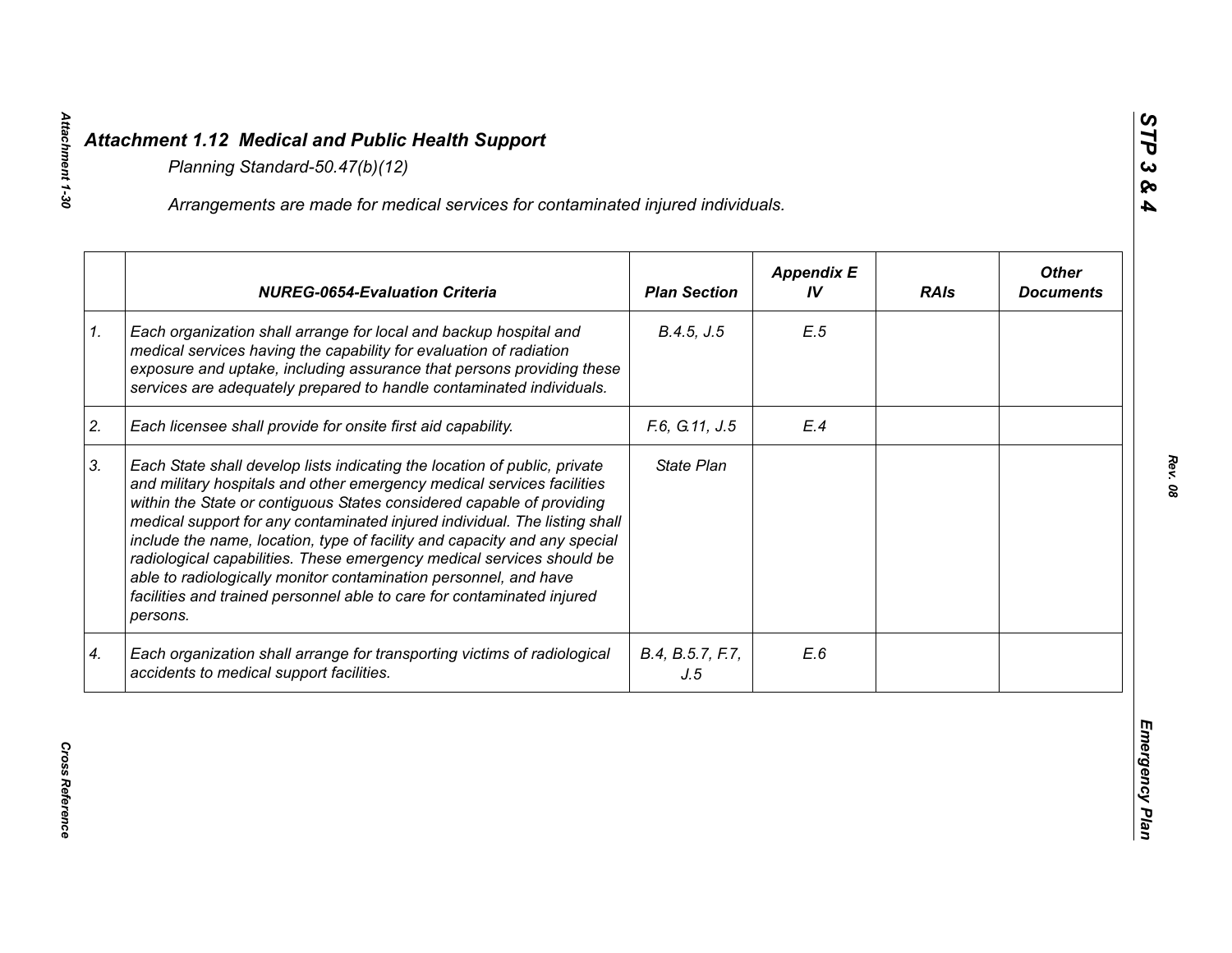# Attachment 1.12 Medical and Public Health Support

*Planning Standard-50.47(b)(12)*

*Arrangements are made for medical services for contaminated injured individuals.*

| | NUREG-0654-Evaluation Criteria | Plan Section | Appendix E IV | RAIs | Other Documents |
|---|---|---|---|---|---|
| 1. | *Each organization shall arrange for local and backup hospital and medical services having the capability for evaluation of radiation exposure and uptake, including assurance that persons providing these services are adequately prepared to handle contaminated individuals.* | *B.4.5, J.5* | *E.5* | | |
| 2. | *Each licensee shall provide for onsite first aid capability.* | *F.6, G.11, J.5* | *E.4* | | |
| 3. | *Each State shall develop lists indicating the location of public, private and military hospitals and other emergency medical services facilities within the State or contiguous States considered capable of providing medical support for any contaminated injured individual. The listing shall include the name, location, type of facility and capacity and any special radiological capabilities. These emergency medical services should be able to radiologically monitor contamination personnel, and have facilities and trained personnel able to care for contaminated injured persons.* | *State Plan* | | | |
| 4. | *Each organization shall arrange for transporting victims of radiological accidents to medical support facilities.* | *B.4, B.5.7, F.7, J.5* | *E.6* | | |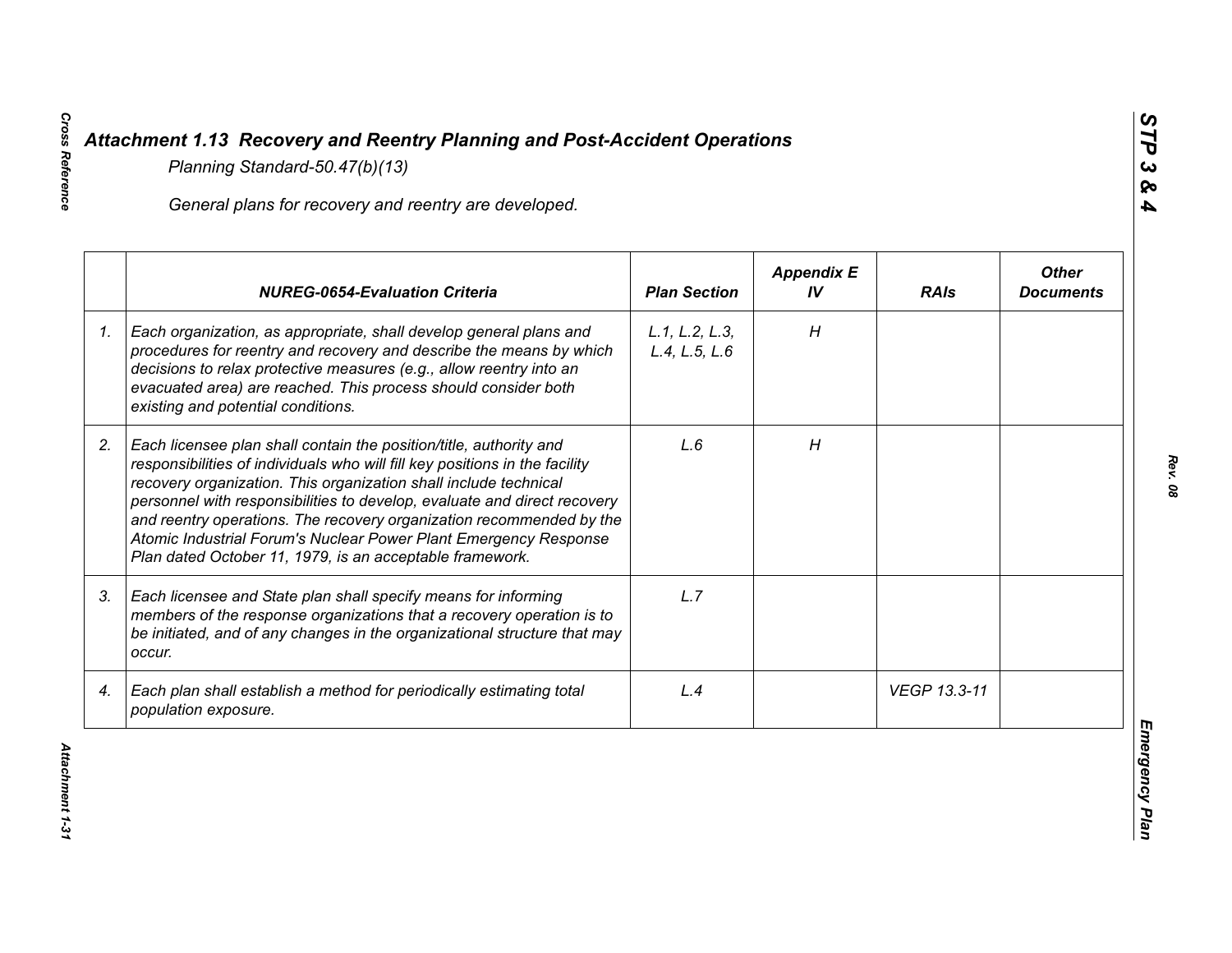# *Attachment 1.13 Recovery and Reentry Planning and Post-Accident Operations*

*Planning Standard-50.47(b)(13)*

*General plans for recovery and reentry are developed.*

| | NUREG-0654-Evaluation Criteria | Plan Section | Appendix E IV | RAIs | Other Documents |
|---|---|---|---|---|---|
| 1. | *Each organization, as appropriate, shall develop general plans and procedures for reentry and recovery and describe the means by which decisions to relax protective measures (e.g., allow reentry into an evacuated area) are reached. This process should consider both existing and potential conditions.* | L.1, L.2, L.3, L.4, L.5, L.6 | H | | |
| 2. | *Each licensee plan shall contain the position/title, authority and responsibilities of individuals who will fill key positions in the facility recovery organization. This organization shall include technical personnel with responsibilities to develop, evaluate and direct recovery and reentry operations. The recovery organization recommended by the Atomic Industrial Forum's Nuclear Power Plant Emergency Response Plan dated October 11, 1979, is an acceptable framework.* | L.6 | H | | |
| 3. | *Each licensee and State plan shall specify means for informing members of the response organizations that a recovery operation is to be initiated, and of any changes in the organizational structure that may occur.* | L.7 | | | |
| 4. | *Each plan shall establish a method for periodically estimating total population exposure.* | L.4 | | VEGP 13.3-11 | |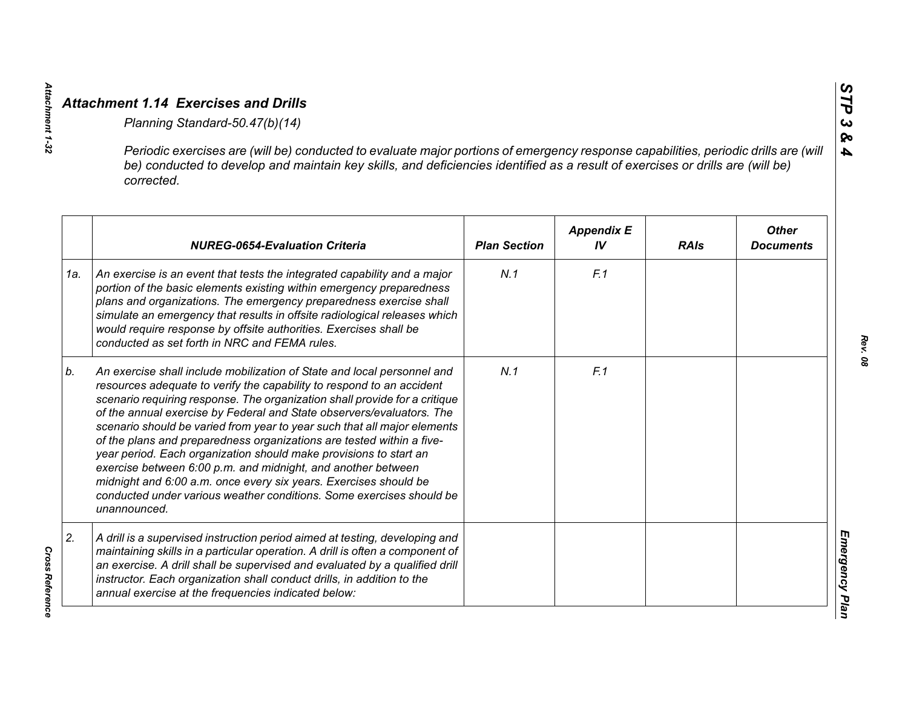## Attachment 1.14 Exercises and Drills

*Planning Standard-50.47(b)(14)*

*Periodic exercises are (will be) conducted to evaluate major portions of emergency response capabilities, periodic drills are (will be) conducted to develop and maintain key skills, and deficiencies identified as a result of exercises or drills are (will be) corrected.*

| | NUREG-0654-Evaluation Criteria | Plan Section | Appendix E IV | RAIs | Other Documents |
|---|---|---|---|---|---|
| 1a. | An exercise is an event that tests the integrated capability and a major portion of the basic elements existing within emergency preparedness plans and organizations. The emergency preparedness exercise shall simulate an emergency that results in offsite radiological releases which would require response by offsite authorities. Exercises shall be conducted as set forth in NRC and FEMA rules. | N.1 | F.1 | | |
| b. | An exercise shall include mobilization of State and local personnel and resources adequate to verify the capability to respond to an accident scenario requiring response. The organization shall provide for a critique of the annual exercise by Federal and State observers/evaluators. The scenario should be varied from year to year such that all major elements of the plans and preparedness organizations are tested within a five-year period. Each organization should make provisions to start an exercise between 6:00 p.m. and midnight, and another between midnight and 6:00 a.m. once every six years. Exercises should be conducted under various weather conditions. Some exercises should be unannounced. | N.1 | F.1 | | |
| 2. | A drill is a supervised instruction period aimed at testing, developing and maintaining skills in a particular operation. A drill is often a component of an exercise. A drill shall be supervised and evaluated by a qualified drill instructor. Each organization shall conduct drills, in addition to the annual exercise at the frequencies indicated below: | | | | |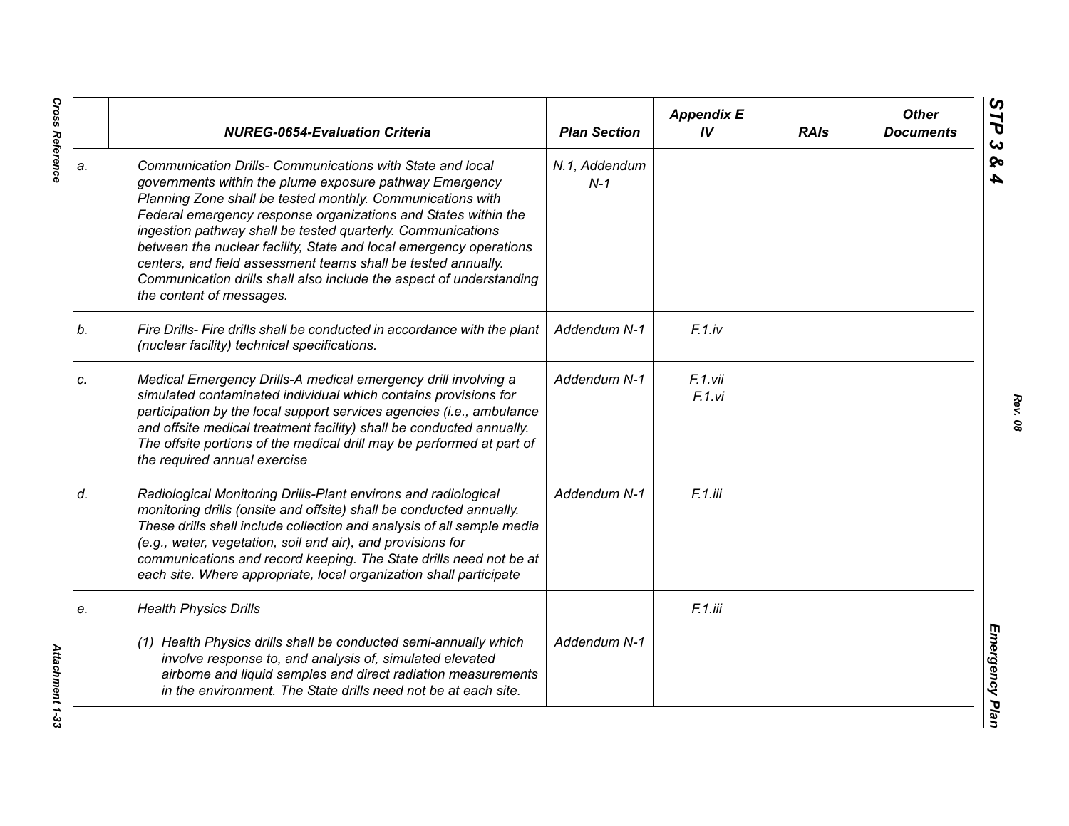| | NUREG-0654-Evaluation Criteria | Plan Section | Appendix E IV | RAIs | Other Documents |
|---|---|---|---|---|---|
| a. | *Communication Drills- Communications with State and local governments within the plume exposure pathway Emergency Planning Zone shall be tested monthly. Communications with Federal emergency response organizations and States within the ingestion pathway shall be tested quarterly. Communications between the nuclear facility, State and local emergency operations centers, and field assessment teams shall be tested annually. Communication drills shall also include the aspect of understanding the content of messages.* | N.1, Addendum N-1 | | | |
| b. | *Fire Drills- Fire drills shall be conducted in accordance with the plant (nuclear facility) technical specifications.* | Addendum N-1 | F.1.iv | | |
| c. | *Medical Emergency Drills-A medical emergency drill involving a simulated contaminated individual which contains provisions for participation by the local support services agencies (i.e., ambulance and offsite medical treatment facility) shall be conducted annually. The offsite portions of the medical drill may be performed at part of the required annual exercise* | Addendum N-1 | F.1.vii F.1.vi | | |
| d. | *Radiological Monitoring Drills-Plant environs and radiological monitoring drills (onsite and offsite) shall be conducted annually. These drills shall include collection and analysis of all sample media (e.g., water, vegetation, soil and air), and provisions for communications and record keeping. The State drills need not be at each site. Where appropriate, local organization shall participate* | Addendum N-1 | F.1.iii | | |
| e. | *Health Physics Drills* | | F.1.iii | | |
| | *(1) Health Physics drills shall be conducted semi-annually which involve response to, and analysis of, simulated elevated airborne and liquid samples and direct radiation measurements in the environment. The State drills need not be at each site.* | Addendum N-1 | | | |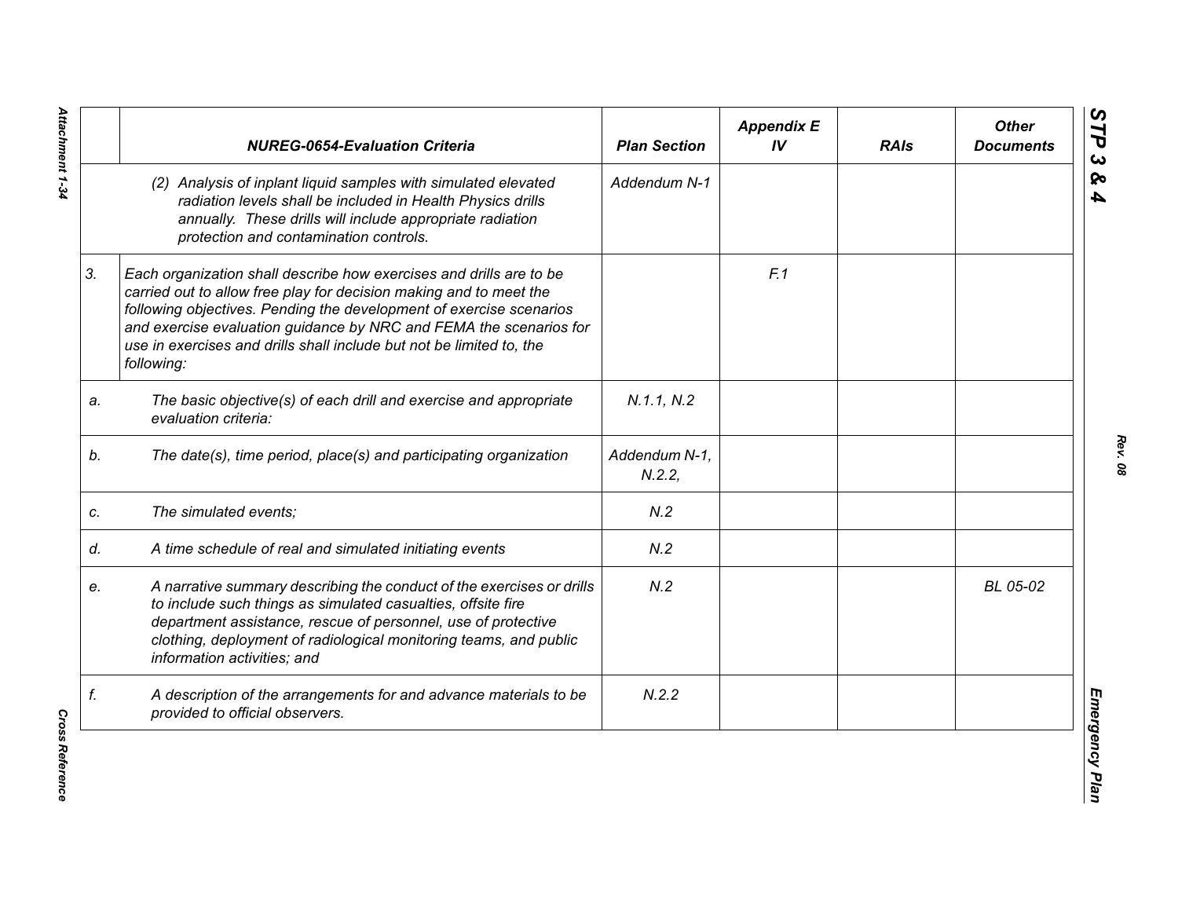| | NUREG-0654-Evaluation Criteria | Plan Section | Appendix E IV | RAIs | Other Documents |
|---|---|---|---|---|---|
| | *(2) Analysis of inplant liquid samples with simulated elevated radiation levels shall be included in Health Physics drills annually. These drills will include appropriate radiation protection and contamination controls.* | *Addendum N-1* | | | |
| *3.* | *Each organization shall describe how exercises and drills are to be carried out to allow free play for decision making and to meet the following objectives. Pending the development of exercise scenarios and exercise evaluation guidance by NRC and FEMA the scenarios for use in exercises and drills shall include but not be limited to, the following:* | | *F.1* | | |
| *a.* | *The basic objective(s) of each drill and exercise and appropriate evaluation criteria:* | *N.1.1, N.2* | | | |
| *b.* | *The date(s), time period, place(s) and participating organization* | *Addendum N-1, N.2.2,* | | | |
| *c.* | *The simulated events;* | *N.2* | | | |
| *d.* | *A time schedule of real and simulated initiating events* | *N.2* | | | |
| *e.* | *A narrative summary describing the conduct of the exercises or drills to include such things as simulated casualties, offsite fire department assistance, rescue of personnel, use of protective clothing, deployment of radiological monitoring teams, and public information activities; and* | *N.2* | | | *BL 05-02* |
| *f.* | *A description of the arrangements for and advance materials to be provided to official observers.* | *N.2.2* | | | |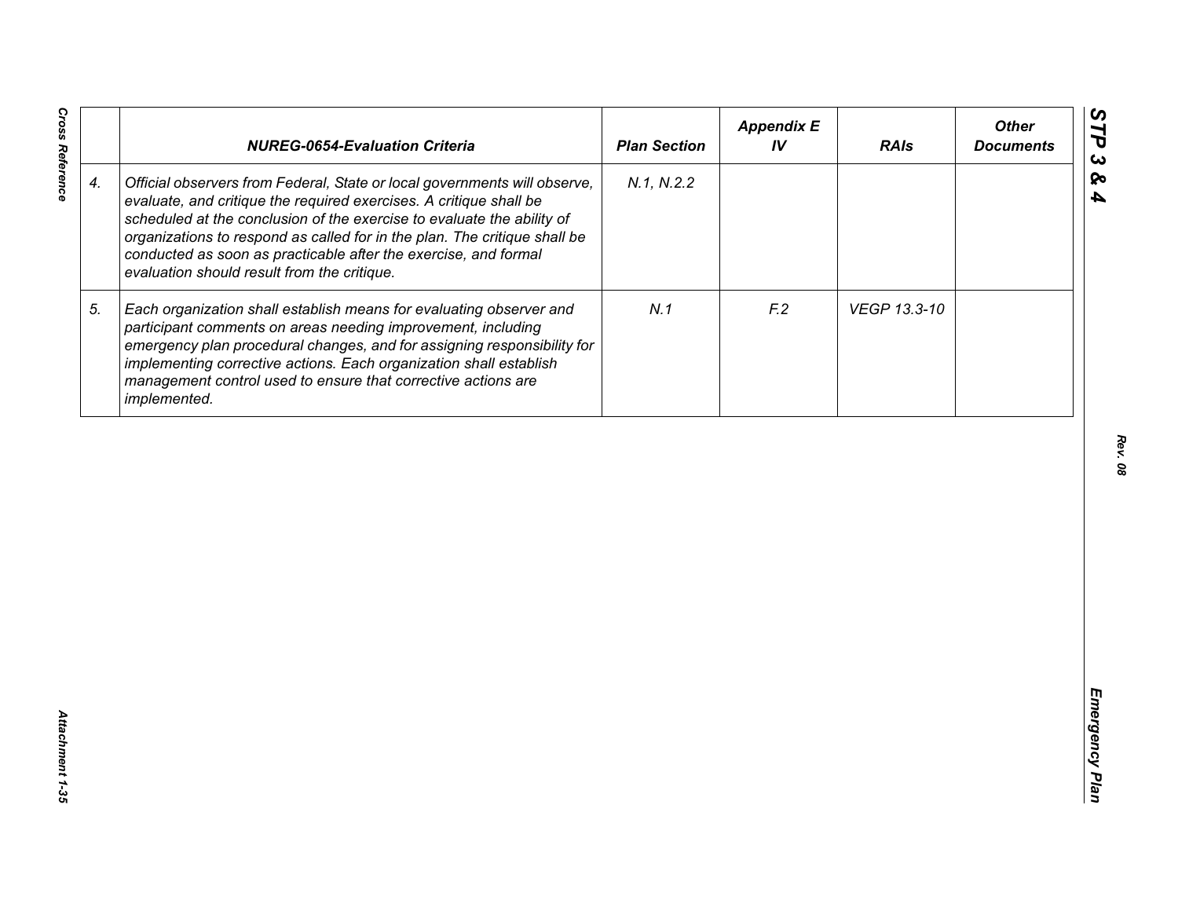| | NUREG-0654-Evaluation Criteria | Plan Section | Appendix E IV | RAIs | Other Documents |
|---|---|---|---|---|---|
| 4. | *Official observers from Federal, State or local governments will observe, evaluate, and critique the required exercises. A critique shall be scheduled at the conclusion of the exercise to evaluate the ability of organizations to respond as called for in the plan. The critique shall be conducted as soon as practicable after the exercise, and formal evaluation should result from the critique.* | N.1, N.2.2 | | | |
| 5. | *Each organization shall establish means for evaluating observer and participant comments on areas needing improvement, including emergency plan procedural changes, and for assigning responsibility for implementing corrective actions. Each organization shall establish management control used to ensure that corrective actions are implemented.* | N.1 | F.2 | VEGP 13.3-10 | |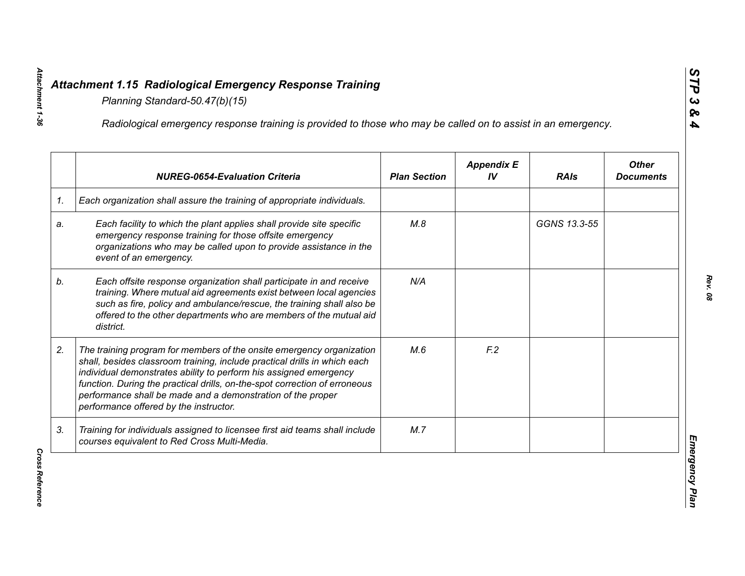## Attachment 1.15 Radiological Emergency Response Training

*Planning Standard-50.47(b)(15)*

*Radiological emergency response training is provided to those who may be called on to assist in an emergency.*

| | NUREG-0654-Evaluation Criteria | Plan Section | Appendix E IV | RAIs | Other Documents |
|---|---|---|---|---|---|
| 1. | Each organization shall assure the training of appropriate individuals. | | | | |
| a. | Each facility to which the plant applies shall provide site specific emergency response training for those offsite emergency organizations who may be called upon to provide assistance in the event of an emergency. | M.8 | | GGNS 13.3-55 | |
| b. | Each offsite response organization shall participate in and receive training. Where mutual aid agreements exist between local agencies such as fire, policy and ambulance/rescue, the training shall also be offered to the other departments who are members of the mutual aid district. | N/A | | | |
| 2. | The training program for members of the onsite emergency organization shall, besides classroom training, include practical drills in which each individual demonstrates ability to perform his assigned emergency function. During the practical drills, on-the-spot correction of erroneous performance shall be made and a demonstration of the proper performance offered by the instructor. | M.6 | F.2 | | |
| 3. | Training for individuals assigned to licensee first aid teams shall include courses equivalent to Red Cross Multi-Media. | M.7 | | | |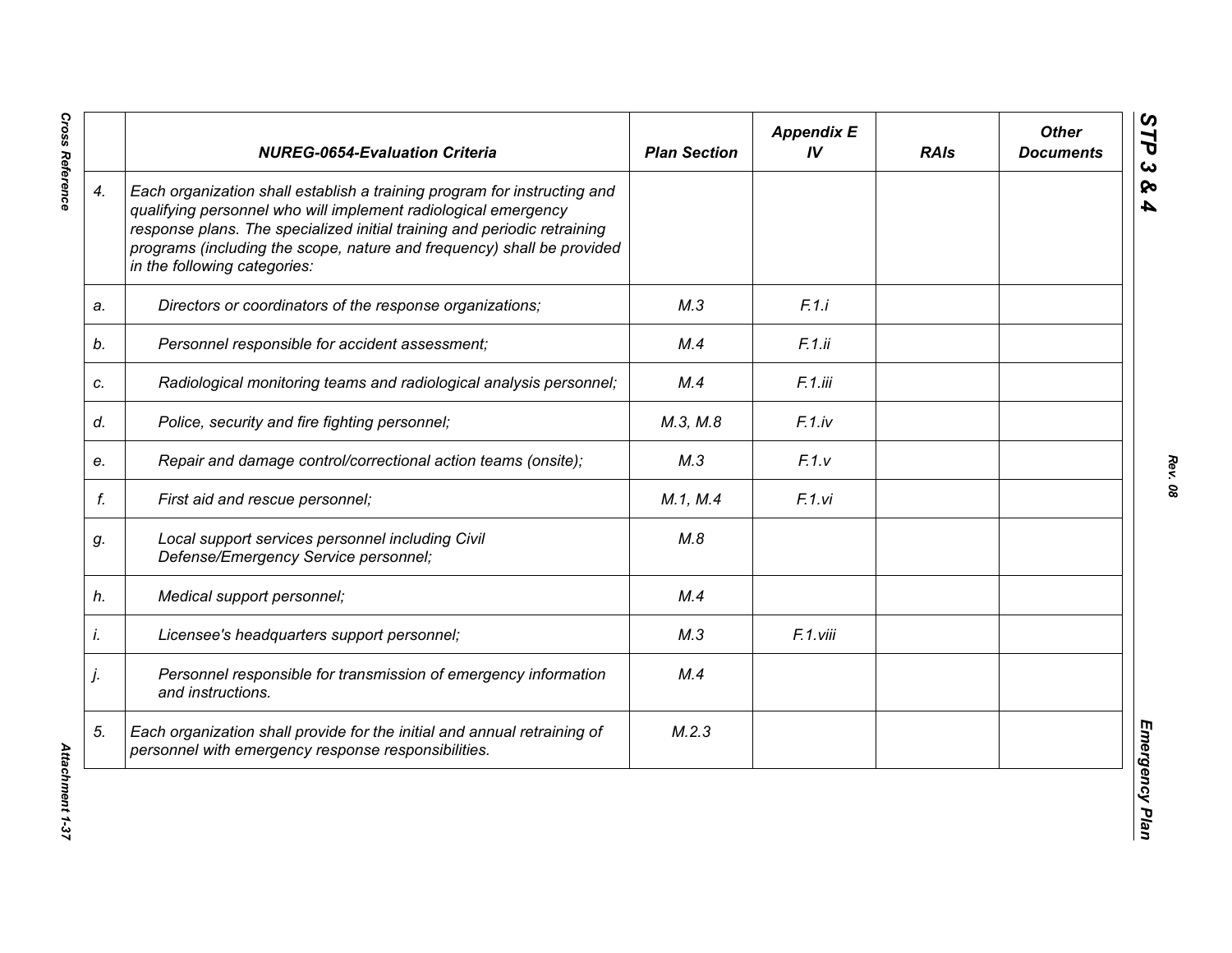|  | NUREG-0654-Evaluation Criteria | Plan Section | Appendix E IV | RAIs | Other Documents |
|---|---|---|---|---|---|
| *4.* | *Each organization shall establish a training program for instructing and qualifying personnel who will implement radiological emergency response plans. The specialized initial training and periodic retraining programs (including the scope, nature and frequency) shall be provided in the following categories:* |  |  |  |  |
| *a.* | *Directors or coordinators of the response organizations;* | *M.3* | *F.1.i* |  |  |
| *b.* | *Personnel responsible for accident assessment;* | *M.4* | *F.1.ii* |  |  |
| *c.* | *Radiological monitoring teams and radiological analysis personnel;* | *M.4* | *F.1.iii* |  |  |
| *d.* | *Police, security and fire fighting personnel;* | *M.3, M.8* | *F.1.iv* |  |  |
| *e.* | *Repair and damage control/correctional action teams (onsite);* | *M.3* | *F.1.v* |  |  |
| *f.* | *First aid and rescue personnel;* | *M.1, M.4* | *F.1.vi* |  |  |
| *g.* | *Local support services personnel including Civil Defense/Emergency Service personnel;* | *M.8* |  |  |  |
| *h.* | *Medical support personnel;* | *M.4* |  |  |  |
| *i.* | *Licensee's headquarters support personnel;* | *M.3* | *F.1.viii* |  |  |
| *j.* | *Personnel responsible for transmission of emergency information and instructions.* | *M.4* |  |  |  |
| *5.* | *Each organization shall provide for the initial and annual retraining of personnel with emergency response responsibilities.* | *M.2.3* |  |  |  |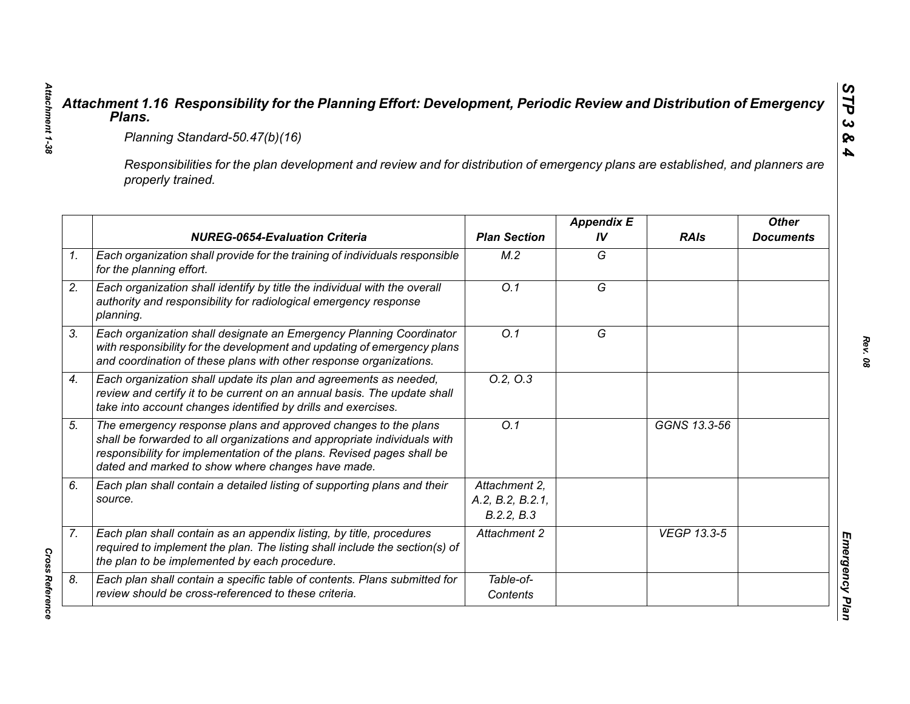## *Attachment 1.16 Responsibility for the Planning Effort: Development, Periodic Review and Distribution of Emergency Plans.*

*Planning Standard-50.47(b)(16)*

*Responsibilities for the plan development and review and for distribution of emergency plans are established, and planners are properly trained.*

| | NUREG-0654-Evaluation Criteria | Plan Section | Appendix E IV | RAIs | Other Documents |
|---|---|---|---|---|---|
| 1. | Each organization shall provide for the training of individuals responsible for the planning effort. | M.2 | G | | |
| 2. | Each organization shall identify by title the individual with the overall authority and responsibility for radiological emergency response planning. | O.1 | G | | |
| 3. | Each organization shall designate an Emergency Planning Coordinator with responsibility for the development and updating of emergency plans and coordination of these plans with other response organizations. | O.1 | G | | |
| 4. | Each organization shall update its plan and agreements as needed, review and certify it to be current on an annual basis. The update shall take into account changes identified by drills and exercises. | O.2, O.3 | | | |
| 5. | The emergency response plans and approved changes to the plans shall be forwarded to all organizations and appropriate individuals with responsibility for implementation of the plans. Revised pages shall be dated and marked to show where changes have made. | O.1 | | GGNS 13.3-56 | |
| 6. | Each plan shall contain a detailed listing of supporting plans and their source. | Attachment 2, A.2, B.2, B.2.1, B.2.2, B.3 | | | |
| 7. | Each plan shall contain as an appendix listing, by title, procedures required to implement the plan. The listing shall include the section(s) of the plan to be implemented by each procedure. | Attachment 2 | | VEGP 13.3-5 | |
| 8. | Each plan shall contain a specific table of contents. Plans submitted for review should be cross-referenced to these criteria. | Table-of-Contents | | | |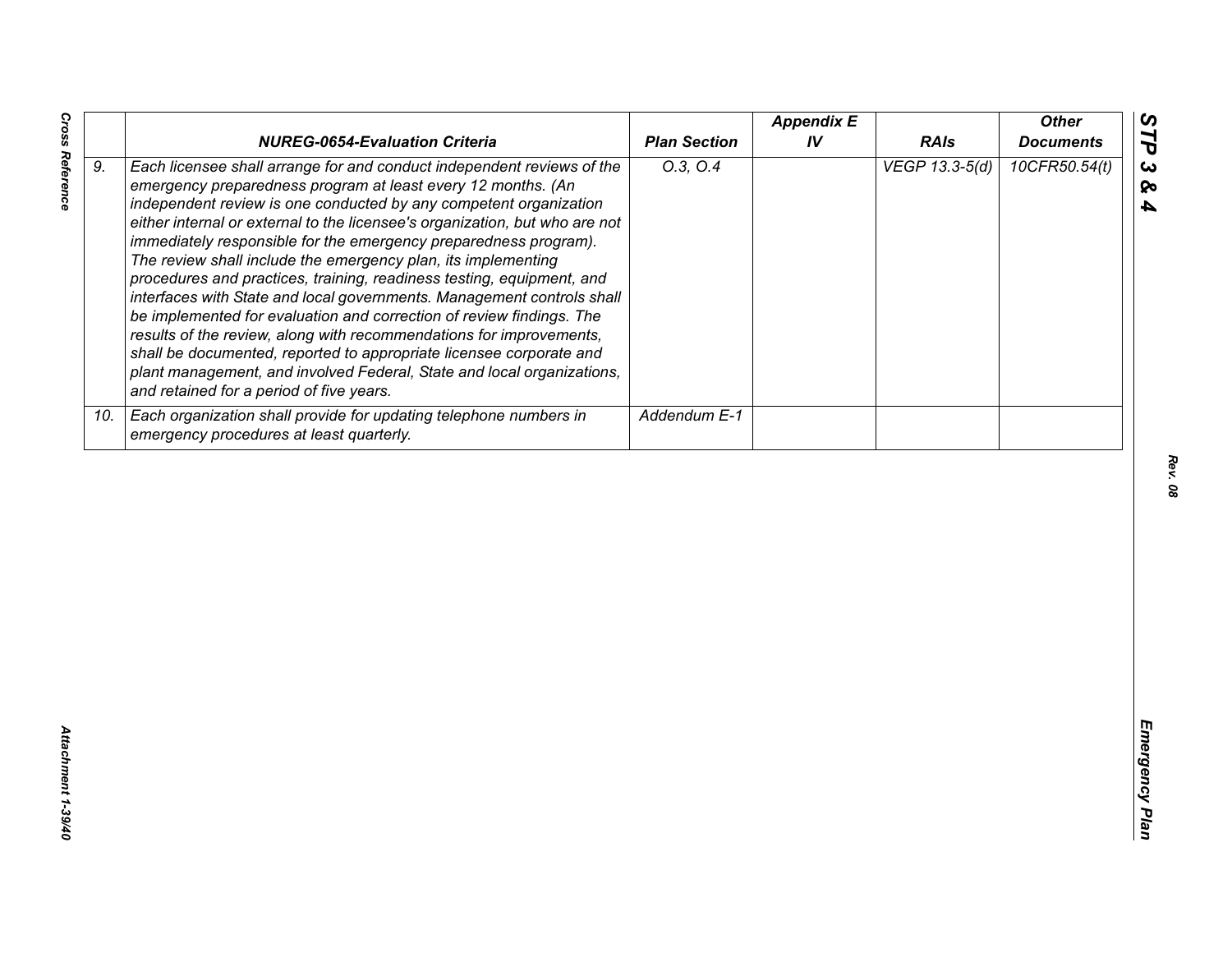| | NUREG-0654-Evaluation Criteria | Plan Section | Appendix E IV | RAIs | Other Documents |
|---|---|---|---|---|---|
| 9. | *Each licensee shall arrange for and conduct independent reviews of the emergency preparedness program at least every 12 months. (An independent review is one conducted by any competent organization either internal or external to the licensee's organization, but who are not immediately responsible for the emergency preparedness program). The review shall include the emergency plan, its implementing procedures and practices, training, readiness testing, equipment, and interfaces with State and local governments. Management controls shall be implemented for evaluation and correction of review findings. The results of the review, along with recommendations for improvements, shall be documented, reported to appropriate licensee corporate and plant management, and involved Federal, State and local organizations, and retained for a period of five years.* | O.3, O.4 | | VEGP 13.3-5(d) | 10CFR50.54(t) |
| 10. | *Each organization shall provide for updating telephone numbers in emergency procedures at least quarterly.* | Addendum E-1 | | | |